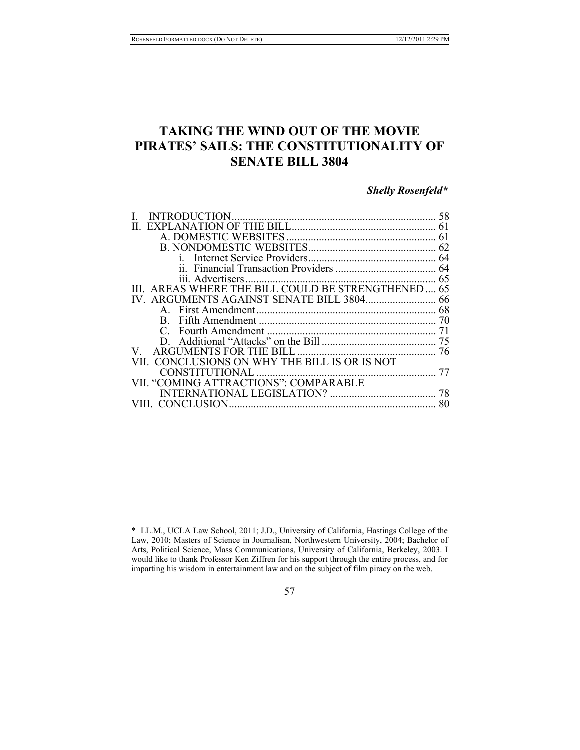# TAKING THE WIND OUT OF THE MOVIE PIRATES' SAILS: THE CONSTITUTIONALITY OF SENATE BILL 3804

***Shelly Rosenfeld****

I. INTRODUCTION ........................................................................... 58
II. EXPLANATION OF THE BILL ..................................................... 61
  A. DOMESTIC WEBSITES ....................................................... 61
  B. NONDOMESTIC WEBSITES ............................................... 62
    i. Internet Service Providers ............................................... 64
    ii. Financial Transaction Providers ..................................... 64
    iii. Advertisers ...................................................................... 65
III. AREAS WHERE THE BILL COULD BE STRENGTHENED .... 65
IV. ARGUMENTS AGAINST SENATE BILL 3804 .......................... 66
  A. First Amendment .................................................................. 68
  B. Fifth Amendment ................................................................. 70
  C. Fourth Amendment .............................................................. 71
  D. Additional "Attacks" on the Bill .......................................... 75
V. ARGUMENTS FOR THE BILL ................................................... 76
VII. CONCLUSIONS ON WHY THE BILL IS OR IS NOT CONSTITUTIONAL .................................................................. 77
VII. "COMING ATTRACTIONS": COMPARABLE INTERNATIONAL LEGISLATION? ....................................... 78
VIII. CONCLUSION ............................................................................ 80

\* LL.M., UCLA Law School, 2011; J.D., University of California, Hastings College of the Law, 2010; Masters of Science in Journalism, Northwestern University, 2004; Bachelor of Arts, Political Science, Mass Communications, University of California, Berkeley, 2003. I would like to thank Professor Ken Ziffren for his support through the entire process, and for imparting his wisdom in entertainment law and on the subject of film piracy on the web.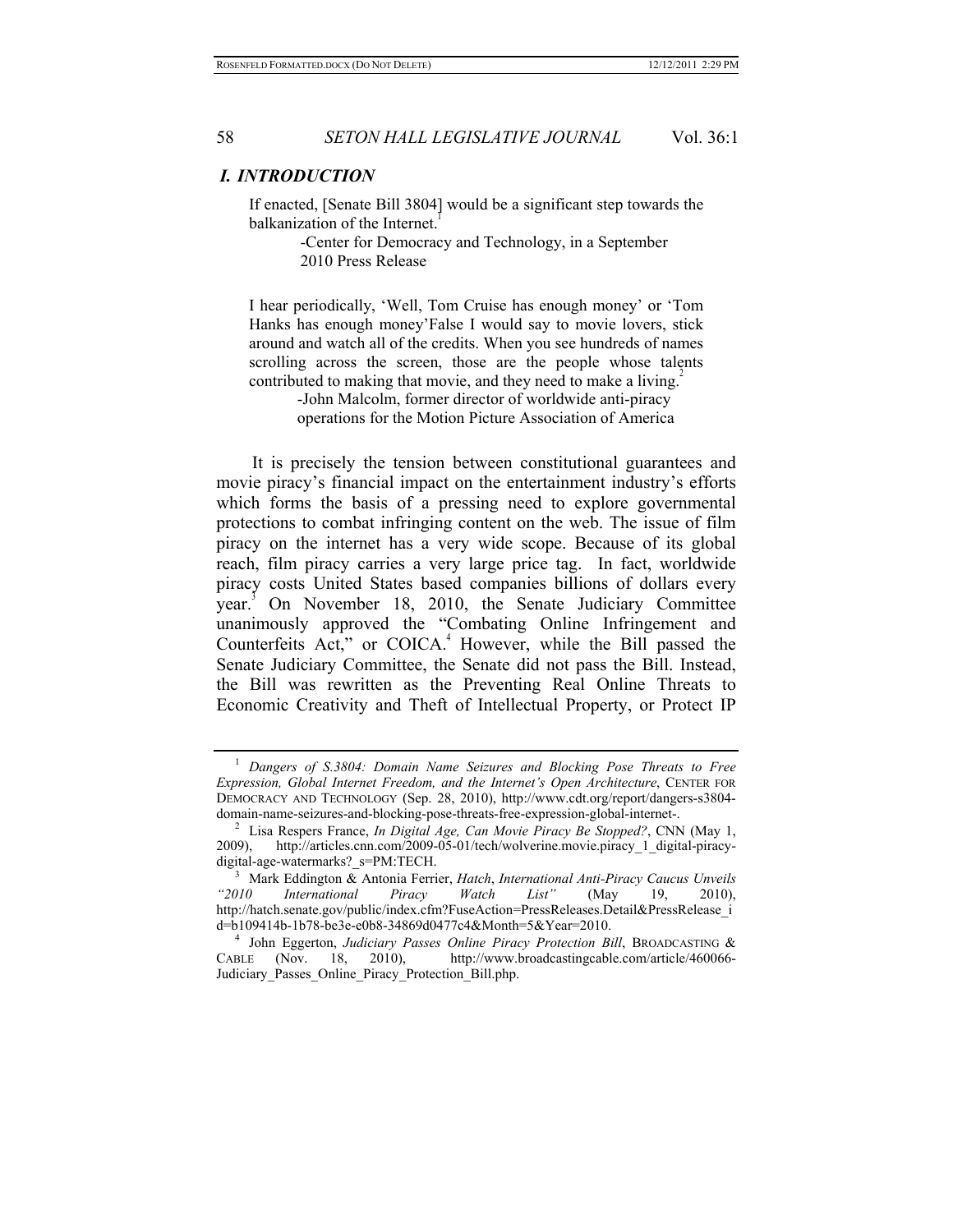## *I. INTRODUCTION*

> If enacted, [Senate Bill 3804] would be a significant step towards the balkanization of the Internet.[1]
>
> -Center for Democracy and Technology, in a September 2010 Press Release

> I hear periodically, 'Well, Tom Cruise has enough money' or 'Tom Hanks has enough money'False I would say to movie lovers, stick around and watch all of the credits. When you see hundreds of names scrolling across the screen, those are the people whose talents contributed to making that movie, and they need to make a living.[2]
>
> -John Malcolm, former director of worldwide anti-piracy operations for the Motion Picture Association of America

It is precisely the tension between constitutional guarantees and movie piracy's financial impact on the entertainment industry's efforts which forms the basis of a pressing need to explore governmental protections to combat infringing content on the web. The issue of film piracy on the internet has a very wide scope. Because of its global reach, film piracy carries a very large price tag. In fact, worldwide piracy costs United States based companies billions of dollars every year.[3] On November 18, 2010, the Senate Judiciary Committee unanimously approved the "Combating Online Infringement and Counterfeits Act," or COICA.[4] However, while the Bill passed the Senate Judiciary Committee, the Senate did not pass the Bill. Instead, the Bill was rewritten as the Preventing Real Online Threats to Economic Creativity and Theft of Intellectual Property, or Protect IP

---

[1] *Dangers of S.3804: Domain Name Seizures and Blocking Pose Threats to Free Expression, Global Internet Freedom, and the Internet's Open Architecture*, CENTER FOR DEMOCRACY AND TECHNOLOGY (Sep. 28, 2010), http://www.cdt.org/report/dangers-s3804-domain-name-seizures-and-blocking-pose-threats-free-expression-global-internet-.

[2] Lisa Respers France, *In Digital Age, Can Movie Piracy Be Stopped?*, CNN (May 1, 2009), http://articles.cnn.com/2009-05-01/tech/wolverine.movie.piracy_1_digital-piracy-digital-age-watermarks?_s=PM:TECH.

[3] Mark Eddington & Antonia Ferrier, *Hatch*, *International Anti-Piracy Caucus Unveils "2010 International Piracy Watch List"* (May 19, 2010), http://hatch.senate.gov/public/index.cfm?FuseAction=PressReleases.Detail&PressRelease_id=b109414b-1b78-be3e-e0b8-34869d0477c4&Month=5&Year=2010.

[4] John Eggerton, *Judiciary Passes Online Piracy Protection Bill*, BROADCASTING & CABLE (Nov. 18, 2010), http://www.broadcastingcable.com/article/460066-Judiciary_Passes_Online_Piracy_Protection_Bill.php.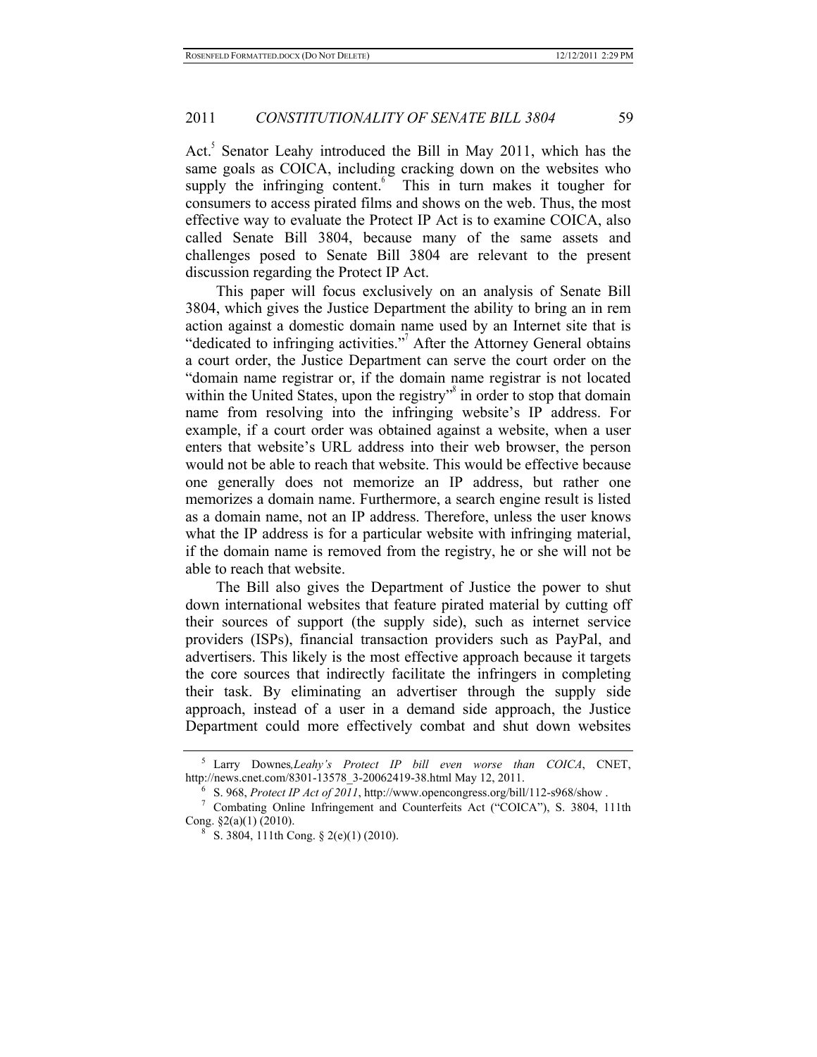Act.[5] Senator Leahy introduced the Bill in May 2011, which has the same goals as COICA, including cracking down on the websites who supply the infringing content.[6] This in turn makes it tougher for consumers to access pirated films and shows on the web. Thus, the most effective way to evaluate the Protect IP Act is to examine COICA, also called Senate Bill 3804, because many of the same assets and challenges posed to Senate Bill 3804 are relevant to the present discussion regarding the Protect IP Act.

This paper will focus exclusively on an analysis of Senate Bill 3804, which gives the Justice Department the ability to bring an in rem action against a domestic domain name used by an Internet site that is "dedicated to infringing activities."[7] After the Attorney General obtains a court order, the Justice Department can serve the court order on the "domain name registrar or, if the domain name registrar is not located within the United States, upon the registry"[8] in order to stop that domain name from resolving into the infringing website's IP address. For example, if a court order was obtained against a website, when a user enters that website's URL address into their web browser, the person would not be able to reach that website. This would be effective because one generally does not memorize an IP address, but rather one memorizes a domain name. Furthermore, a search engine result is listed as a domain name, not an IP address. Therefore, unless the user knows what the IP address is for a particular website with infringing material, if the domain name is removed from the registry, he or she will not be able to reach that website.

The Bill also gives the Department of Justice the power to shut down international websites that feature pirated material by cutting off their sources of support (the supply side), such as internet service providers (ISPs), financial transaction providers such as PayPal, and advertisers. This likely is the most effective approach because it targets the core sources that indirectly facilitate the infringers in completing their task. By eliminating an advertiser through the supply side approach, instead of a user in a demand side approach, the Justice Department could more effectively combat and shut down websites

---

[5] Larry Downes,*Leahy's Protect IP bill even worse than COICA*, CNET, http://news.cnet.com/8301-13578_3-20062419-38.html May 12, 2011.

[6] S. 968, *Protect IP Act of 2011*, http://www.opencongress.org/bill/112-s968/show .

[7] Combating Online Infringement and Counterfeits Act ("COICA"), S. 3804, 111th Cong. §2(a)(1) (2010).

[8] S. 3804, 111th Cong. § 2(e)(1) (2010).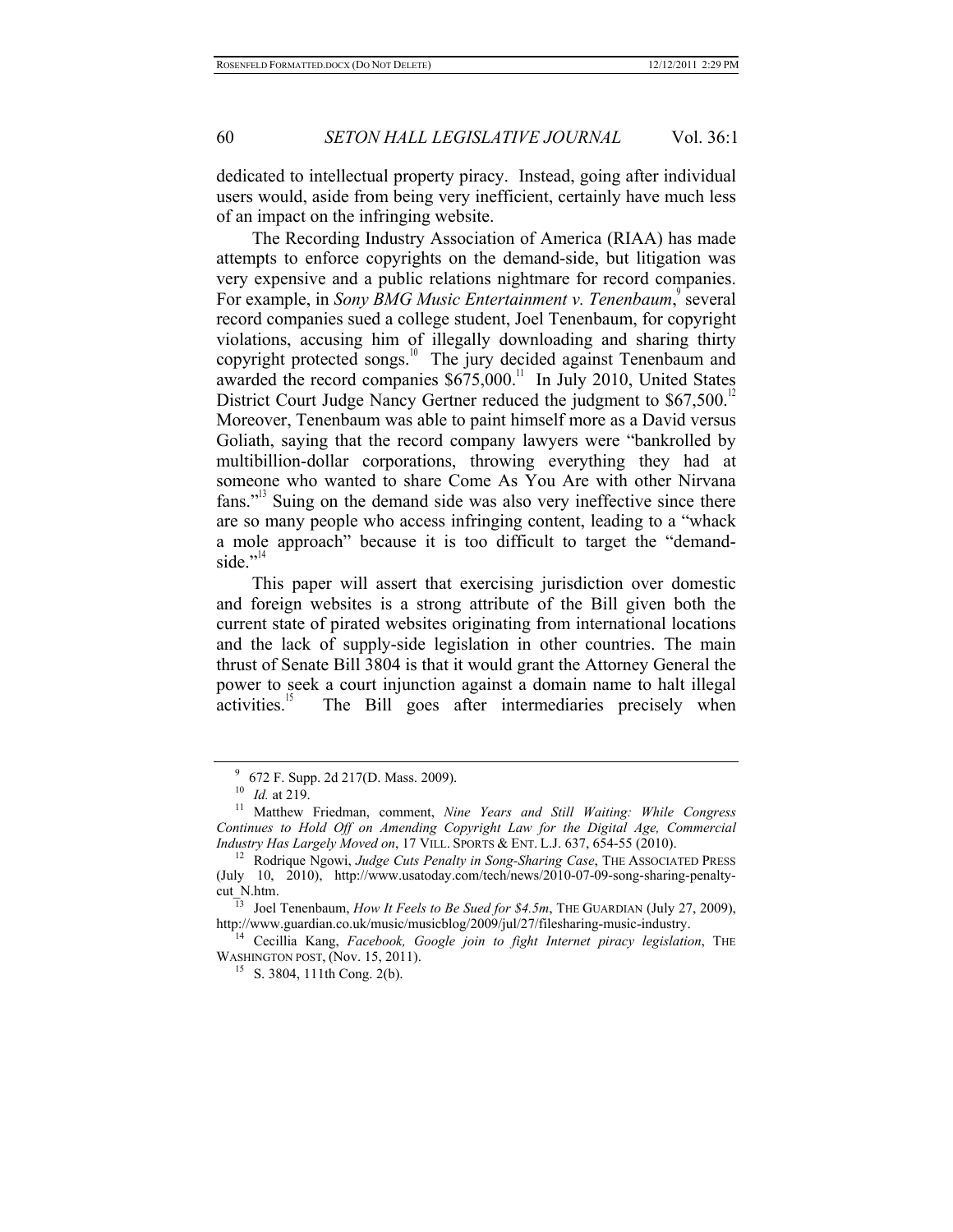dedicated to intellectual property piracy. Instead, going after individual users would, aside from being very inefficient, certainly have much less of an impact on the infringing website.

The Recording Industry Association of America (RIAA) has made attempts to enforce copyrights on the demand-side, but litigation was very expensive and a public relations nightmare for record companies. For example, in *Sony BMG Music Entertainment v. Tenenbaum*,[9] several record companies sued a college student, Joel Tenenbaum, for copyright violations, accusing him of illegally downloading and sharing thirty copyright protected songs.[10] The jury decided against Tenenbaum and awarded the record companies $675,000.[11] In July 2010, United States District Court Judge Nancy Gertner reduced the judgment to $67,500.[12] Moreover, Tenenbaum was able to paint himself more as a David versus Goliath, saying that the record company lawyers were "bankrolled by multibillion-dollar corporations, throwing everything they had at someone who wanted to share Come As You Are with other Nirvana fans."[13] Suing on the demand side was also very ineffective since there are so many people who access infringing content, leading to a "whack a mole approach" because it is too difficult to target the "demand-side."[14]

This paper will assert that exercising jurisdiction over domestic and foreign websites is a strong attribute of the Bill given both the current state of pirated websites originating from international locations and the lack of supply-side legislation in other countries. The main thrust of Senate Bill 3804 is that it would grant the Attorney General the power to seek a court injunction against a domain name to halt illegal activities.[15] The Bill goes after intermediaries precisely when

---

[9] 672 F. Supp. 2d 217(D. Mass. 2009).

[10] *Id.* at 219.

[11] Matthew Friedman, comment, *Nine Years and Still Waiting: While Congress Continues to Hold Off on Amending Copyright Law for the Digital Age, Commercial Industry Has Largely Moved on*, 17 VILL. SPORTS & ENT. L.J. 637, 654-55 (2010).

[12] Rodrique Ngowi, *Judge Cuts Penalty in Song-Sharing Case*, THE ASSOCIATED PRESS (July 10, 2010), http://www.usatoday.com/tech/news/2010-07-09-song-sharing-penalty-cut_N.htm.

[13] Joel Tenenbaum, *How It Feels to Be Sued for $4.5m*, THE GUARDIAN (July 27, 2009), http://www.guardian.co.uk/music/musicblog/2009/jul/27/filesharing-music-industry.

[14] Cecillia Kang, *Facebook, Google join to fight Internet piracy legislation*, THE WASHINGTON POST, (Nov. 15, 2011).

[15] S. 3804, 111th Cong. 2(b).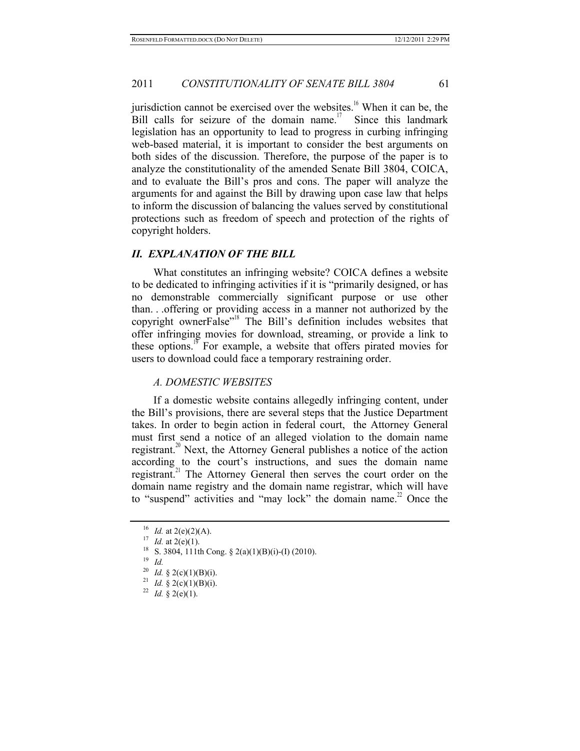jurisdiction cannot be exercised over the websites.[16] When it can be, the Bill calls for seizure of the domain name.[17] Since this landmark legislation has an opportunity to lead to progress in curbing infringing web-based material, it is important to consider the best arguments on both sides of the discussion. Therefore, the purpose of the paper is to analyze the constitutionality of the amended Senate Bill 3804, COICA, and to evaluate the Bill's pros and cons. The paper will analyze the arguments for and against the Bill by drawing upon case law that helps to inform the discussion of balancing the values served by constitutional protections such as freedom of speech and protection of the rights of copyright holders.

## *II. EXPLANATION OF THE BILL*

What constitutes an infringing website? COICA defines a website to be dedicated to infringing activities if it is "primarily designed, or has no demonstrable commercially significant purpose or use other than. . .offering or providing access in a manner not authorized by the copyright ownerFalse"[18] The Bill's definition includes websites that offer infringing movies for download, streaming, or provide a link to these options.[19] For example, a website that offers pirated movies for users to download could face a temporary restraining order.

### *A. DOMESTIC WEBSITES*

If a domestic website contains allegedly infringing content, under the Bill's provisions, there are several steps that the Justice Department takes. In order to begin action in federal court, the Attorney General must first send a notice of an alleged violation to the domain name registrant.[20] Next, the Attorney General publishes a notice of the action according to the court's instructions, and sues the domain name registrant.[21] The Attorney General then serves the court order on the domain name registry and the domain name registrar, which will have to "suspend" activities and "may lock" the domain name.[22] Once the

---

[16] *Id.* at 2(e)(2)(A).

[17] *Id.* at 2(e)(1).

[18] S. 3804, 111th Cong. § 2(a)(1)(B)(i)-(I) (2010).

[19] *Id.*

[20] *Id.* § 2(c)(1)(B)(i).

[21] *Id.* § 2(c)(1)(B)(i).

[22] *Id.* § 2(e)(1).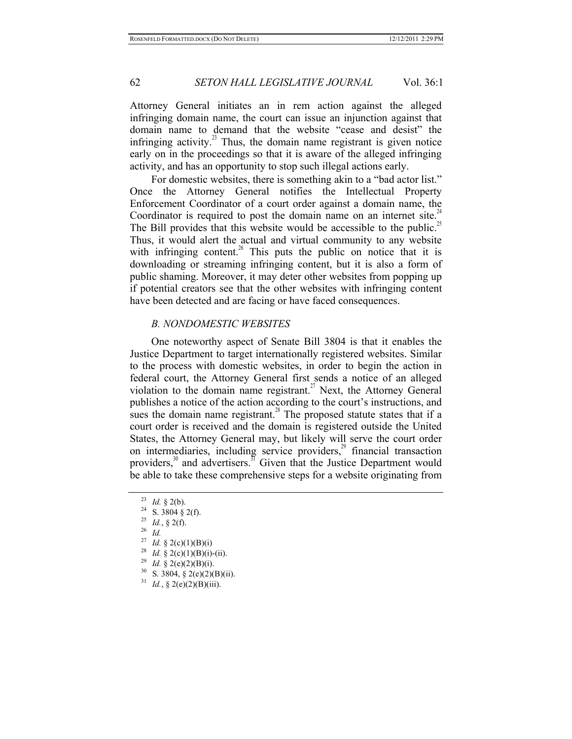Attorney General initiates an in rem action against the alleged infringing domain name, the court can issue an injunction against that domain name to demand that the website "cease and desist" the infringing activity.[23] Thus, the domain name registrant is given notice early on in the proceedings so that it is aware of the alleged infringing activity, and has an opportunity to stop such illegal actions early.

For domestic websites, there is something akin to a "bad actor list." Once the Attorney General notifies the Intellectual Property Enforcement Coordinator of a court order against a domain name, the Coordinator is required to post the domain name on an internet site.[24] The Bill provides that this website would be accessible to the public.[25] Thus, it would alert the actual and virtual community to any website with infringing content.[26] This puts the public on notice that it is downloading or streaming infringing content, but it is also a form of public shaming. Moreover, it may deter other websites from popping up if potential creators see that the other websites with infringing content have been detected and are facing or have faced consequences.

### *B. NONDOMESTIC WEBSITES*

One noteworthy aspect of Senate Bill 3804 is that it enables the Justice Department to target internationally registered websites. Similar to the process with domestic websites, in order to begin the action in federal court, the Attorney General first sends a notice of an alleged violation to the domain name registrant.[27] Next, the Attorney General publishes a notice of the action according to the court's instructions, and sues the domain name registrant.[28] The proposed statute states that if a court order is received and the domain is registered outside the United States, the Attorney General may, but likely will serve the court order on intermediaries, including service providers,[29] financial transaction providers,[30] and advertisers.[31] Given that the Justice Department would be able to take these comprehensive steps for a website originating from

---

[23] *Id.* § 2(b).

[24] S. 3804 § 2(f).

[25] *Id.*, § 2(f).

[26] *Id.*

[27] *Id.* § 2(c)(1)(B)(i)

[28] *Id.* § 2(c)(1)(B)(i)-(ii).

[29] *Id.* § 2(e)(2)(B)(i).

[30] S. 3804, § 2(e)(2)(B)(ii).

[31] *Id.*, § 2(e)(2)(B)(iii).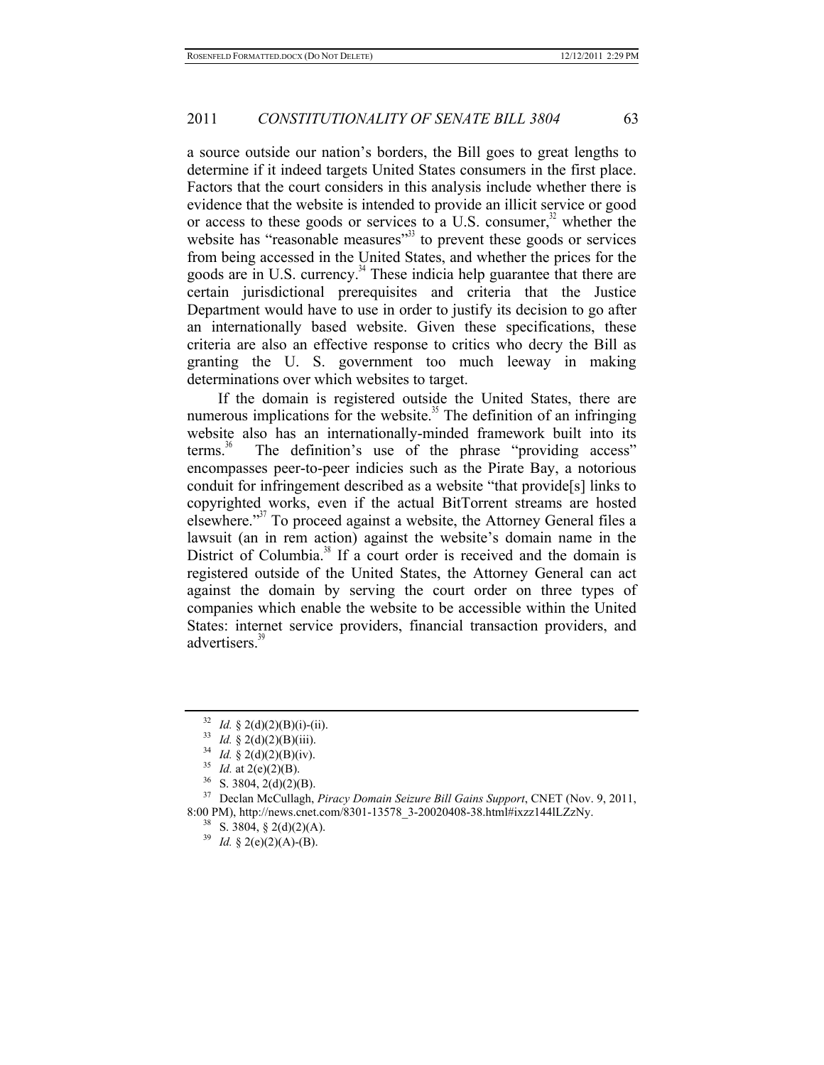a source outside our nation's borders, the Bill goes to great lengths to determine if it indeed targets United States consumers in the first place. Factors that the court considers in this analysis include whether there is evidence that the website is intended to provide an illicit service or good or access to these goods or services to a U.S. consumer,[32] whether the website has "reasonable measures"[33] to prevent these goods or services from being accessed in the United States, and whether the prices for the goods are in U.S. currency.[34] These indicia help guarantee that there are certain jurisdictional prerequisites and criteria that the Justice Department would have to use in order to justify its decision to go after an internationally based website. Given these specifications, these criteria are also an effective response to critics who decry the Bill as granting the U. S. government too much leeway in making determinations over which websites to target.

If the domain is registered outside the United States, there are numerous implications for the website.[35] The definition of an infringing website also has an internationally-minded framework built into its terms.[36] The definition's use of the phrase "providing access" encompasses peer-to-peer indicies such as the Pirate Bay, a notorious conduit for infringement described as a website "that provide[s] links to copyrighted works, even if the actual BitTorrent streams are hosted elsewhere."[37] To proceed against a website, the Attorney General files a lawsuit (an in rem action) against the website's domain name in the District of Columbia.[38] If a court order is received and the domain is registered outside of the United States, the Attorney General can act against the domain by serving the court order on three types of companies which enable the website to be accessible within the United States: internet service providers, financial transaction providers, and advertisers.[39]

---

[32] *Id.* § 2(d)(2)(B)(i)-(ii).

[33] *Id.* § 2(d)(2)(B)(iii).

[34] *Id.* § 2(d)(2)(B)(iv).

[35] *Id.* at 2(e)(2)(B).

[36] S. 3804, 2(d)(2)(B).

[37] Declan McCullagh, *Piracy Domain Seizure Bill Gains Support*, CNET (Nov. 9, 2011, 8:00 PM), http://news.cnet.com/8301-13578_3-20020408-38.html#ixzz144lLZzNy.

[38] S. 3804, § 2(d)(2)(A).

[39] *Id.* § 2(e)(2)(A)-(B).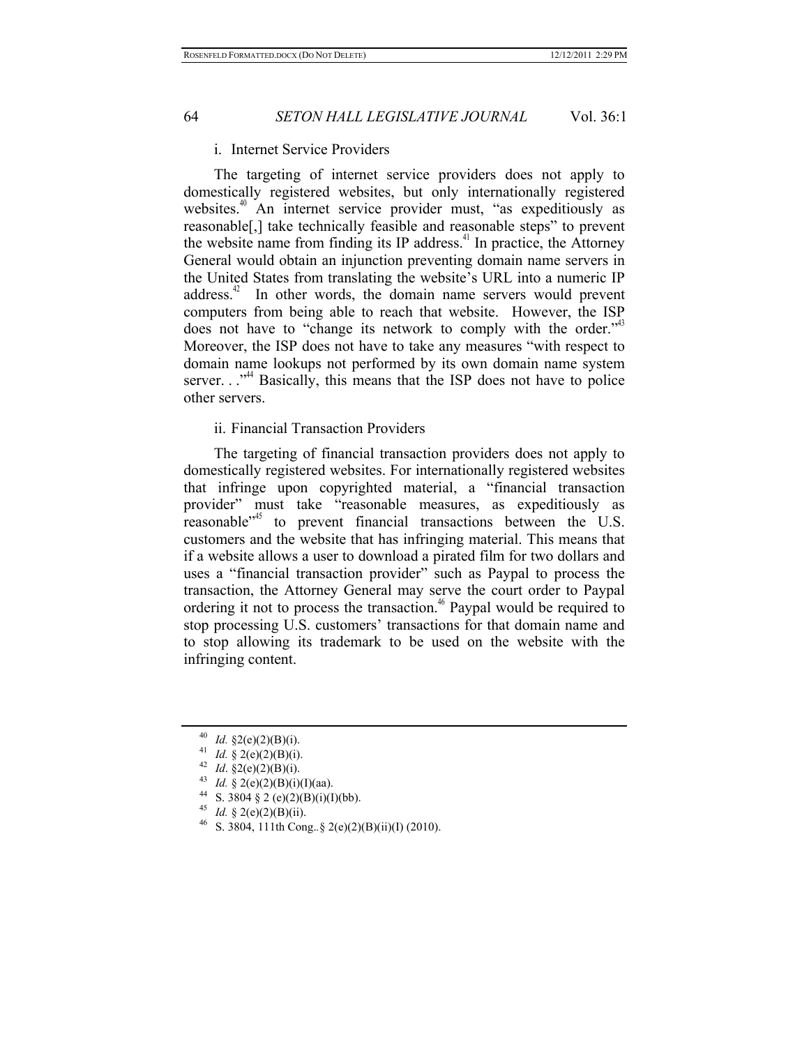### i. Internet Service Providers

The targeting of internet service providers does not apply to domestically registered websites, but only internationally registered websites.[40] An internet service provider must, "as expeditiously as reasonable[,] take technically feasible and reasonable steps" to prevent the website name from finding its IP address.[41] In practice, the Attorney General would obtain an injunction preventing domain name servers in the United States from translating the website's URL into a numeric IP address.[42] In other words, the domain name servers would prevent computers from being able to reach that website. However, the ISP does not have to "change its network to comply with the order."[43] Moreover, the ISP does not have to take any measures "with respect to domain name lookups not performed by its own domain name system server. . ."[44] Basically, this means that the ISP does not have to police other servers.

### ii. Financial Transaction Providers

The targeting of financial transaction providers does not apply to domestically registered websites. For internationally registered websites that infringe upon copyrighted material, a "financial transaction provider" must take "reasonable measures, as expeditiously as reasonable"[45] to prevent financial transactions between the U.S. customers and the website that has infringing material. This means that if a website allows a user to download a pirated film for two dollars and uses a "financial transaction provider" such as Paypal to process the transaction, the Attorney General may serve the court order to Paypal ordering it not to process the transaction.[46] Paypal would be required to stop processing U.S. customers' transactions for that domain name and to stop allowing its trademark to be used on the website with the infringing content.

---

[40] *Id.* §2(e)(2)(B)(i).

[41] *Id.* § 2(e)(2)(B)(i).

[42] *Id*. §2(e)(2)(B)(i).

[43] *Id.* § 2(e)(2)(B)(i)(I)(aa).

[44] S. 3804 § 2 (e)(2)(B)(i)(I)(bb).

[45] *Id.* § 2(e)(2)(B)(ii).

[46] S. 3804, 111th Cong.. § 2(e)(2)(B)(ii)(I) (2010).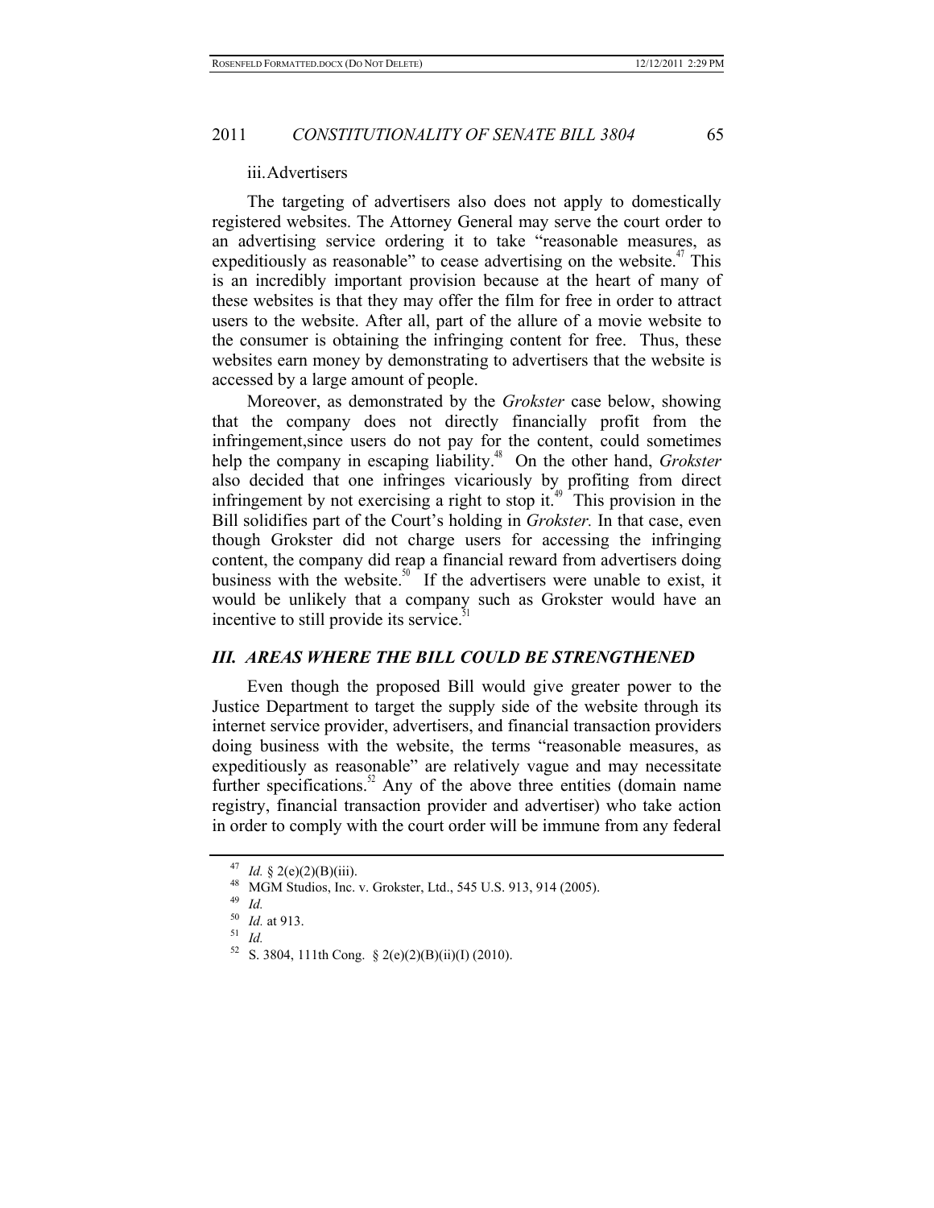iii. Advertisers

The targeting of advertisers also does not apply to domestically registered websites. The Attorney General may serve the court order to an advertising service ordering it to take "reasonable measures, as expeditiously as reasonable" to cease advertising on the website.[47] This is an incredibly important provision because at the heart of many of these websites is that they may offer the film for free in order to attract users to the website. After all, part of the allure of a movie website to the consumer is obtaining the infringing content for free. Thus, these websites earn money by demonstrating to advertisers that the website is accessed by a large amount of people.

Moreover, as demonstrated by the *Grokster* case below, showing that the company does not directly financially profit from the infringement,since users do not pay for the content, could sometimes help the company in escaping liability.[48] On the other hand, *Grokster* also decided that one infringes vicariously by profiting from direct infringement by not exercising a right to stop it.[49] This provision in the Bill solidifies part of the Court's holding in *Grokster.* In that case, even though Grokster did not charge users for accessing the infringing content, the company did reap a financial reward from advertisers doing business with the website.[50] If the advertisers were unable to exist, it would be unlikely that a company such as Grokster would have an incentive to still provide its service.[51]

## *III. AREAS WHERE THE BILL COULD BE STRENGTHENED*

Even though the proposed Bill would give greater power to the Justice Department to target the supply side of the website through its internet service provider, advertisers, and financial transaction providers doing business with the website, the terms "reasonable measures, as expeditiously as reasonable" are relatively vague and may necessitate further specifications.[52] Any of the above three entities (domain name registry, financial transaction provider and advertiser) who take action in order to comply with the court order will be immune from any federal

---

[47] *Id.* § 2(e)(2)(B)(iii).

[48] MGM Studios, Inc. v. Grokster, Ltd., 545 U.S. 913, 914 (2005).

[49] *Id.*

[50] *Id.* at 913.

[51] *Id.*

[52] S. 3804, 111th Cong. § 2(e)(2)(B)(ii)(I) (2010).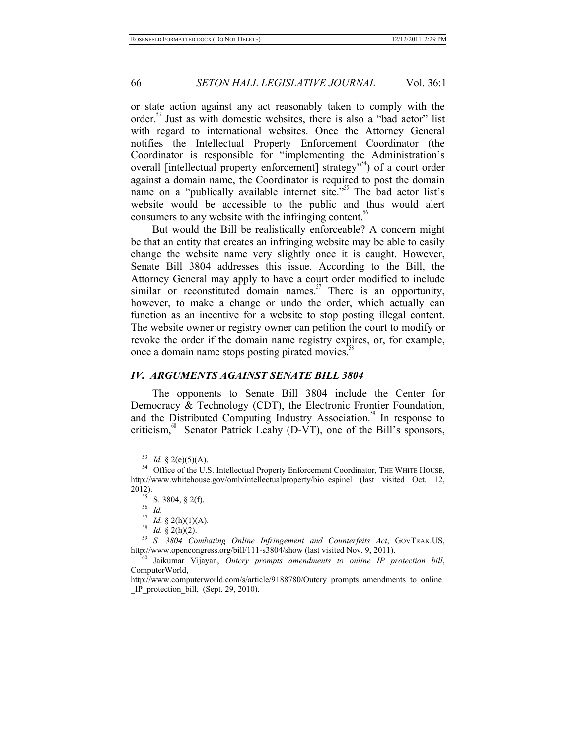or state action against any act reasonably taken to comply with the order.[53] Just as with domestic websites, there is also a "bad actor" list with regard to international websites. Once the Attorney General notifies the Intellectual Property Enforcement Coordinator (the Coordinator is responsible for "implementing the Administration's overall [intellectual property enforcement] strategy"[54]) of a court order against a domain name, the Coordinator is required to post the domain name on a "publically available internet site."[55] The bad actor list's website would be accessible to the public and thus would alert consumers to any website with the infringing content.[56]

But would the Bill be realistically enforceable? A concern might be that an entity that creates an infringing website may be able to easily change the website name very slightly once it is caught. However, Senate Bill 3804 addresses this issue. According to the Bill, the Attorney General may apply to have a court order modified to include similar or reconstituted domain names.[57] There is an opportunity, however, to make a change or undo the order, which actually can function as an incentive for a website to stop posting illegal content. The website owner or registry owner can petition the court to modify or revoke the order if the domain name registry expires, or, for example, once a domain name stops posting pirated movies.[58]

## *IV. ARGUMENTS AGAINST SENATE BILL 3804*

The opponents to Senate Bill 3804 include the Center for Democracy & Technology (CDT), the Electronic Frontier Foundation, and the Distributed Computing Industry Association.[59] In response to criticism,[60] Senator Patrick Leahy (D-VT), one of the Bill's sponsors,

---

[53] *Id.* § 2(e)(5)(A).

[54] Office of the U.S. Intellectual Property Enforcement Coordinator, THE WHITE HOUSE, http://www.whitehouse.gov/omb/intellectualproperty/bio_espinel (last visited Oct. 12, 2012).

[55] S. 3804, § 2(f).

[56] *Id.*

[57] *Id.* § 2(h)(1)(A).

[58] *Id.* § 2(h)(2).

[59] *S. 3804 Combating Online Infringement and Counterfeits Act*, GOVTRAK.US, http://www.opencongress.org/bill/111-s3804/show (last visited Nov. 9, 2011).

[60] Jaikumar Vijayan, *Outcry prompts amendments to online IP protection bill*, ComputerWorld, http://www.computerworld.com/s/article/9188780/Outcry_prompts_amendments_to_online_IP_protection_bill, (Sept. 29, 2010).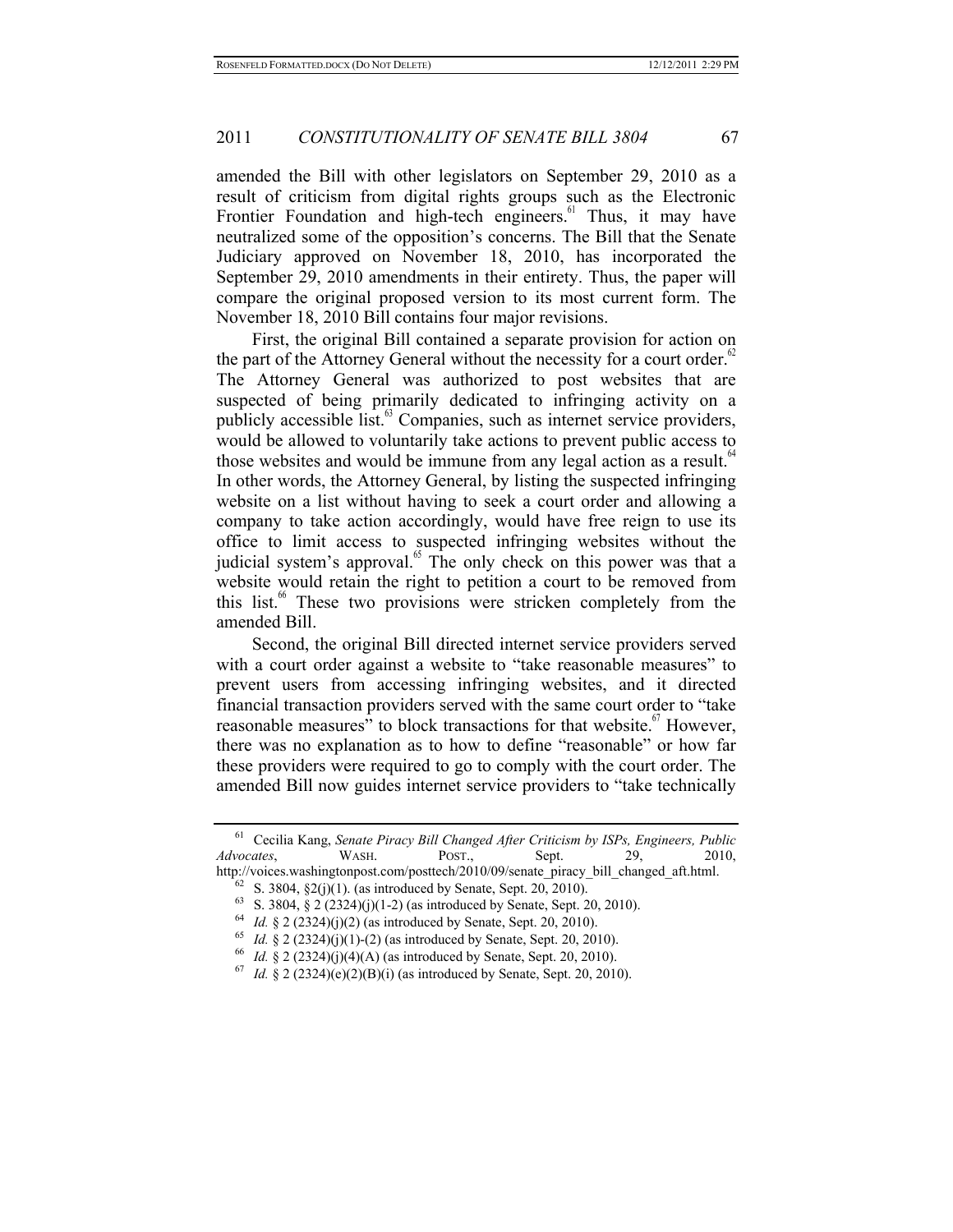amended the Bill with other legislators on September 29, 2010 as a result of criticism from digital rights groups such as the Electronic Frontier Foundation and high-tech engineers.[61] Thus, it may have neutralized some of the opposition's concerns. The Bill that the Senate Judiciary approved on November 18, 2010, has incorporated the September 29, 2010 amendments in their entirety. Thus, the paper will compare the original proposed version to its most current form. The November 18, 2010 Bill contains four major revisions.

First, the original Bill contained a separate provision for action on the part of the Attorney General without the necessity for a court order.[62] The Attorney General was authorized to post websites that are suspected of being primarily dedicated to infringing activity on a publicly accessible list.[63] Companies, such as internet service providers, would be allowed to voluntarily take actions to prevent public access to those websites and would be immune from any legal action as a result.[64] In other words, the Attorney General, by listing the suspected infringing website on a list without having to seek a court order and allowing a company to take action accordingly, would have free reign to use its office to limit access to suspected infringing websites without the judicial system's approval.[65] The only check on this power was that a website would retain the right to petition a court to be removed from this list.[66] These two provisions were stricken completely from the amended Bill.

Second, the original Bill directed internet service providers served with a court order against a website to "take reasonable measures" to prevent users from accessing infringing websites, and it directed financial transaction providers served with the same court order to "take reasonable measures" to block transactions for that website.[67] However, there was no explanation as to how to define "reasonable" or how far these providers were required to go to comply with the court order. The amended Bill now guides internet service providers to "take technically

---

[61] Cecilia Kang, *Senate Piracy Bill Changed After Criticism by ISPs, Engineers, Public Advocates*, WASH. POST., Sept. 29, 2010, http://voices.washingtonpost.com/posttech/2010/09/senate_piracy_bill_changed_aft.html.

[62] S. 3804, §2(j)(1). (as introduced by Senate, Sept. 20, 2010).

[63] S. 3804, § 2 (2324)(j)(1-2) (as introduced by Senate, Sept. 20, 2010).

[64] *Id.* § 2 (2324)(j)(2) (as introduced by Senate, Sept. 20, 2010).

[65] *Id.* § 2 (2324)(j)(1)-(2) (as introduced by Senate, Sept. 20, 2010).

[66] *Id.* § 2 (2324)(j)(4)(A) (as introduced by Senate, Sept. 20, 2010).

[67] *Id.* § 2 (2324)(e)(2)(B)(i) (as introduced by Senate, Sept. 20, 2010).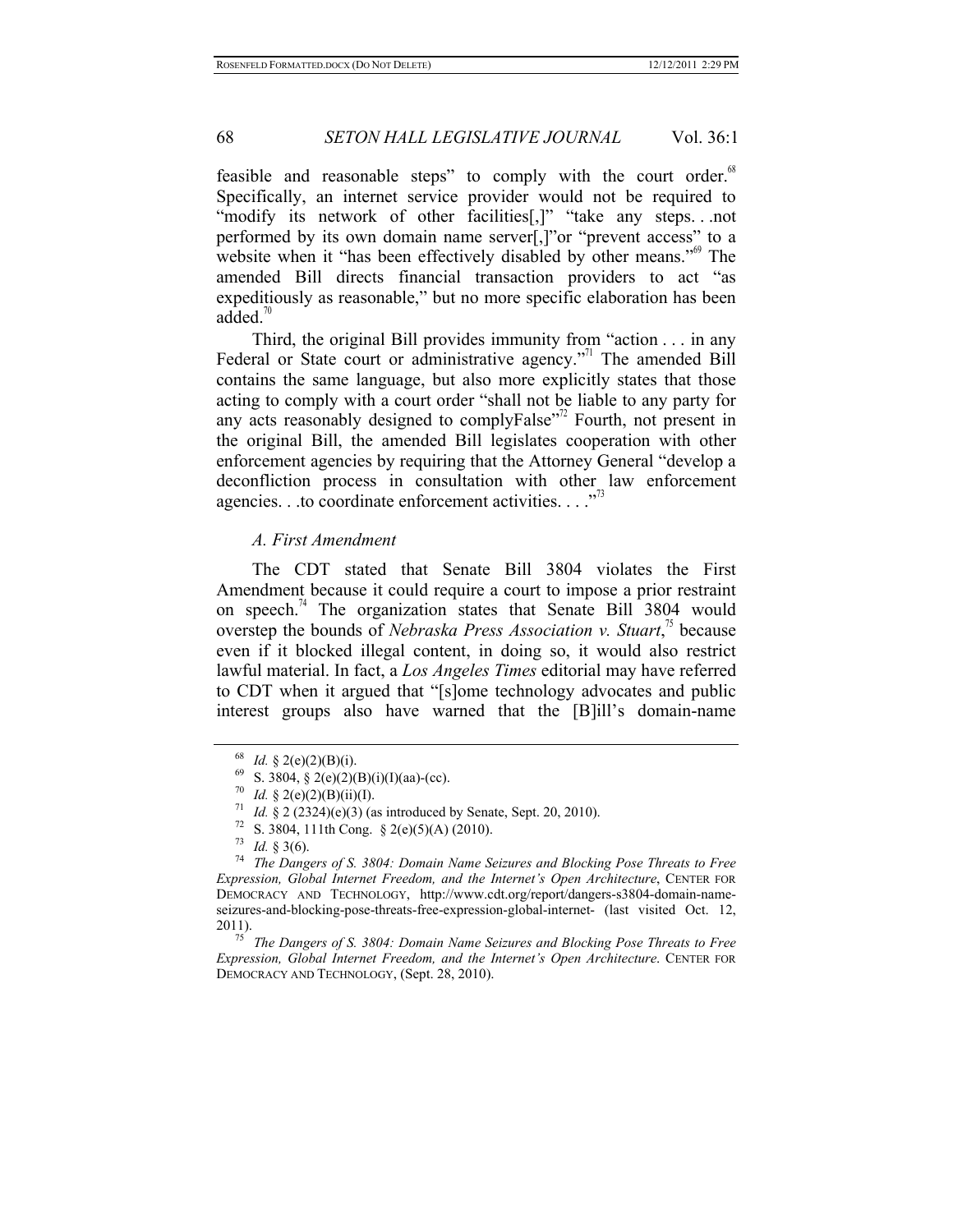feasible and reasonable steps" to comply with the court order.[68] Specifically, an internet service provider would not be required to "modify its network of other facilities[,]" "take any steps. . .not performed by its own domain name server[,]"or "prevent access" to a website when it "has been effectively disabled by other means."[69] The amended Bill directs financial transaction providers to act "as expeditiously as reasonable," but no more specific elaboration has been added.[70]

Third, the original Bill provides immunity from "action . . . in any Federal or State court or administrative agency."[71] The amended Bill contains the same language, but also more explicitly states that those acting to comply with a court order "shall not be liable to any party for any acts reasonably designed to complyFalse"[72] Fourth, not present in the original Bill, the amended Bill legislates cooperation with other enforcement agencies by requiring that the Attorney General "develop a deconfliction process in consultation with other law enforcement agencies. . .to coordinate enforcement activities. . . ."[73]

### *A. First Amendment*

The CDT stated that Senate Bill 3804 violates the First Amendment because it could require a court to impose a prior restraint on speech.[74] The organization states that Senate Bill 3804 would overstep the bounds of *Nebraska Press Association v. Stuart*,[75] because even if it blocked illegal content, in doing so, it would also restrict lawful material. In fact, a *Los Angeles Times* editorial may have referred to CDT when it argued that "[s]ome technology advocates and public interest groups also have warned that the [B]ill's domain-name

---

[68] *Id.* § 2(e)(2)(B)(i).

[69] S. 3804, § 2(e)(2)(B)(i)(I)(aa)-(cc).

[70] *Id.* § 2(e)(2)(B)(ii)(I).

[71] *Id.* § 2 (2324)(e)(3) (as introduced by Senate, Sept. 20, 2010).

[72] S. 3804, 111th Cong. § 2(e)(5)(A) (2010).

[73] *Id.* § 3(6).

[74] *The Dangers of S. 3804: Domain Name Seizures and Blocking Pose Threats to Free Expression, Global Internet Freedom, and the Internet's Open Architecture*, CENTER FOR DEMOCRACY AND TECHNOLOGY, http://www.cdt.org/report/dangers-s3804-domain-name-seizures-and-blocking-pose-threats-free-expression-global-internet- (last visited Oct. 12, 2011).

[75] *The Dangers of S. 3804: Domain Name Seizures and Blocking Pose Threats to Free Expression, Global Internet Freedom, and the Internet's Open Architecture*. CENTER FOR DEMOCRACY AND TECHNOLOGY, (Sept. 28, 2010).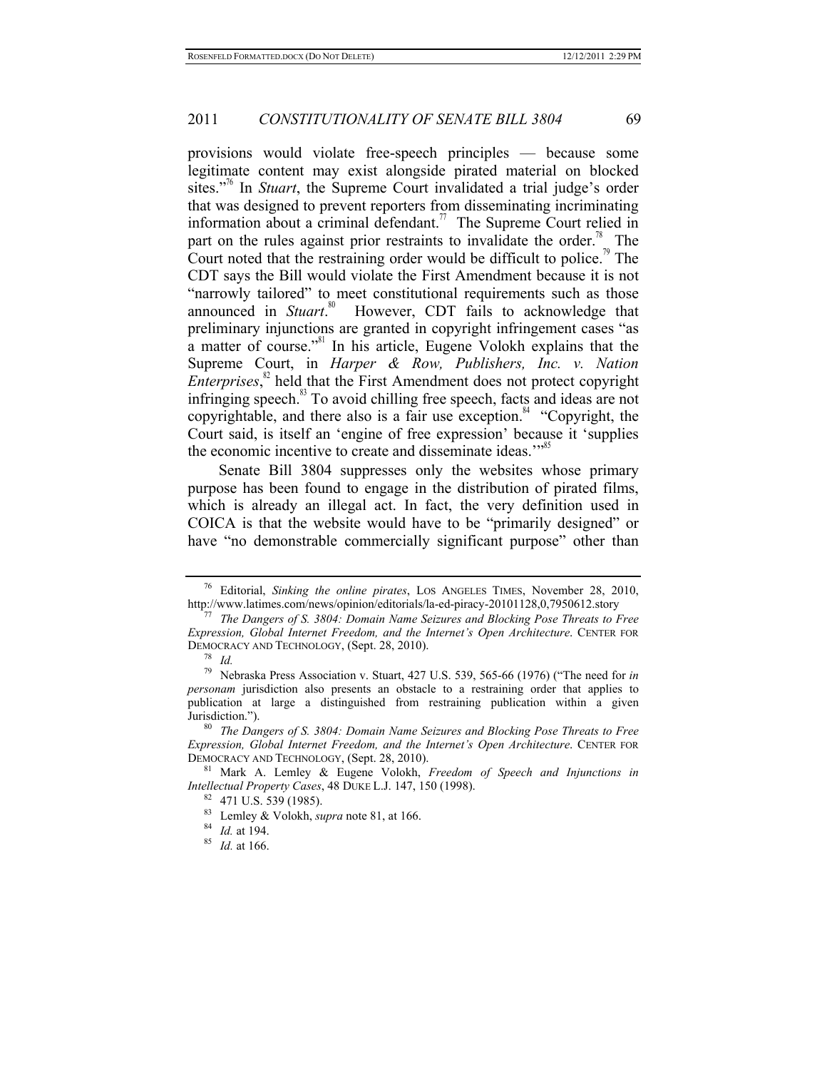provisions would violate free-speech principles — because some legitimate content may exist alongside pirated material on blocked sites."[76] In *Stuart*, the Supreme Court invalidated a trial judge's order that was designed to prevent reporters from disseminating incriminating information about a criminal defendant.[77] The Supreme Court relied in part on the rules against prior restraints to invalidate the order.[78] The Court noted that the restraining order would be difficult to police.[79] The CDT says the Bill would violate the First Amendment because it is not "narrowly tailored" to meet constitutional requirements such as those announced in *Stuart*.[80] However, CDT fails to acknowledge that preliminary injunctions are granted in copyright infringement cases "as a matter of course."[81] In his article, Eugene Volokh explains that the Supreme Court, in *Harper & Row, Publishers, Inc. v. Nation Enterprises*,[82] held that the First Amendment does not protect copyright infringing speech.[83] To avoid chilling free speech, facts and ideas are not copyrightable, and there also is a fair use exception.[84] "Copyright, the Court said, is itself an 'engine of free expression' because it 'supplies the economic incentive to create and disseminate ideas.'"[85]

Senate Bill 3804 suppresses only the websites whose primary purpose has been found to engage in the distribution of pirated films, which is already an illegal act. In fact, the very definition used in COICA is that the website would have to be "primarily designed" or have "no demonstrable commercially significant purpose" other than

---

[76] Editorial, *Sinking the online pirates*, LOS ANGELES TIMES, November 28, 2010, http://www.latimes.com/news/opinion/editorials/la-ed-piracy-20101128,0,7950612.story

[77] *The Dangers of S. 3804: Domain Name Seizures and Blocking Pose Threats to Free Expression, Global Internet Freedom, and the Internet's Open Architecture*. CENTER FOR DEMOCRACY AND TECHNOLOGY, (Sept. 28, 2010).

[78] *Id.*

[79] Nebraska Press Association v. Stuart, 427 U.S. 539, 565-66 (1976) ("The need for *in personam* jurisdiction also presents an obstacle to a restraining order that applies to publication at large a distinguished from restraining publication within a given Jurisdiction.").

[80] *The Dangers of S. 3804: Domain Name Seizures and Blocking Pose Threats to Free Expression, Global Internet Freedom, and the Internet's Open Architecture*. CENTER FOR DEMOCRACY AND TECHNOLOGY, (Sept. 28, 2010).

[81] Mark A. Lemley & Eugene Volokh, *Freedom of Speech and Injunctions in Intellectual Property Cases*, 48 DUKE L.J. 147, 150 (1998).

[82] 471 U.S. 539 (1985).

[83] Lemley & Volokh, *supra* note 81, at 166.

[84] *Id.* at 194.

[85] *Id.* at 166.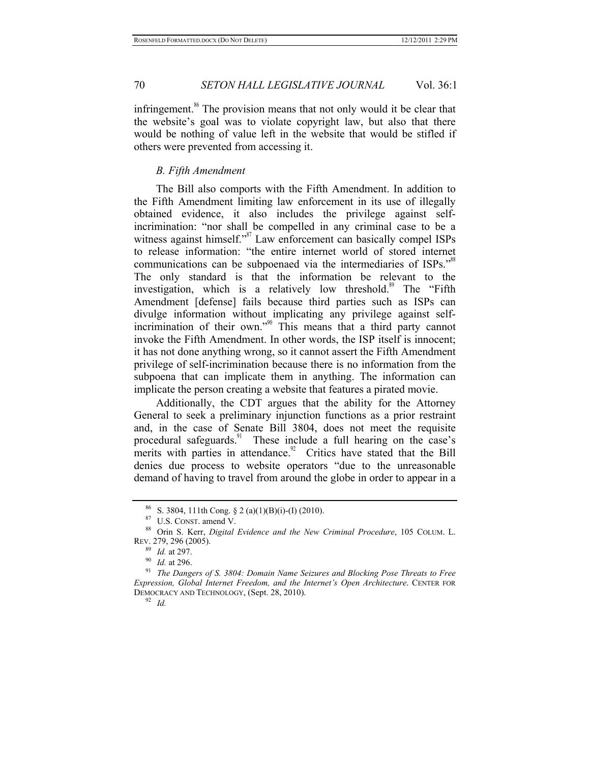infringement.[86] The provision means that not only would it be clear that the website's goal was to violate copyright law, but also that there would be nothing of value left in the website that would be stifled if others were prevented from accessing it.

### *B. Fifth Amendment*

The Bill also comports with the Fifth Amendment. In addition to the Fifth Amendment limiting law enforcement in its use of illegally obtained evidence, it also includes the privilege against self-incrimination: "nor shall be compelled in any criminal case to be a witness against himself."[87] Law enforcement can basically compel ISPs to release information: "the entire internet world of stored internet communications can be subpoenaed via the intermediaries of ISPs."[88] The only standard is that the information be relevant to the investigation, which is a relatively low threshold.[89] The "Fifth Amendment [defense] fails because third parties such as ISPs can divulge information without implicating any privilege against self-incrimination of their own."[90] This means that a third party cannot invoke the Fifth Amendment. In other words, the ISP itself is innocent; it has not done anything wrong, so it cannot assert the Fifth Amendment privilege of self-incrimination because there is no information from the subpoena that can implicate them in anything. The information can implicate the person creating a website that features a pirated movie.

Additionally, the CDT argues that the ability for the Attorney General to seek a preliminary injunction functions as a prior restraint and, in the case of Senate Bill 3804, does not meet the requisite procedural safeguards.[91] These include a full hearing on the case's merits with parties in attendance.[92] Critics have stated that the Bill denies due process to website operators "due to the unreasonable demand of having to travel from around the globe in order to appear in a

---

[86] S. 3804, 111th Cong. § 2 (a)(1)(B)(i)-(I) (2010).

[87] U.S. CONST. amend V.

[88] Orin S. Kerr, *Digital Evidence and the New Criminal Procedure*, 105 COLUM. L. REV. 279, 296 (2005).

[89] *Id.* at 297.

[90] *Id.* at 296.

[91] *The Dangers of S. 3804: Domain Name Seizures and Blocking Pose Threats to Free Expression, Global Internet Freedom, and the Internet's Open Architecture*. CENTER FOR DEMOCRACY AND TECHNOLOGY, (Sept. 28, 2010).

[92] *Id.*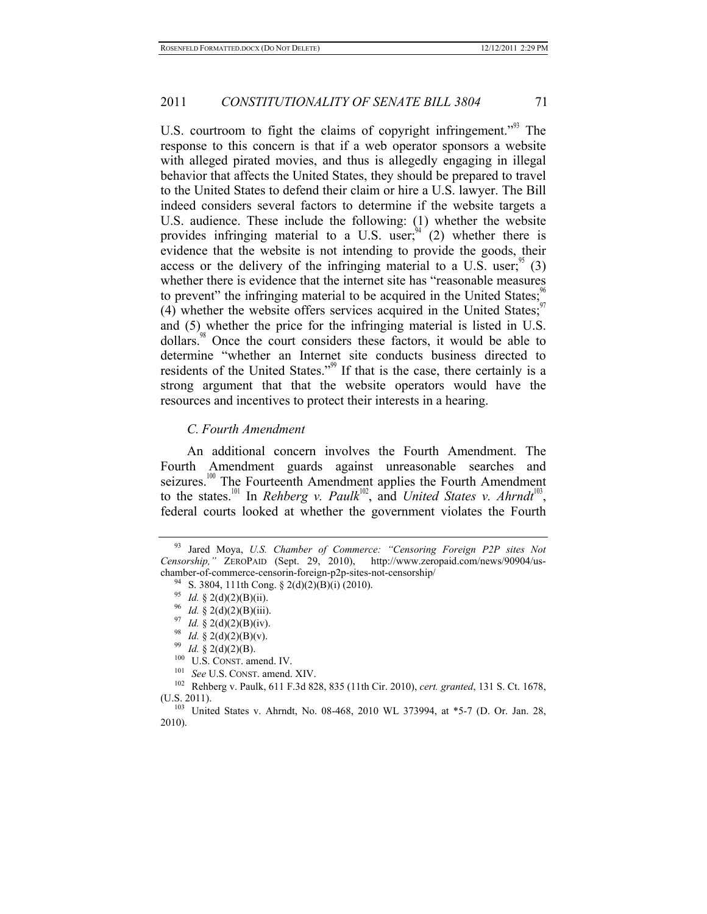U.S. courtroom to fight the claims of copyright infringement."[93] The response to this concern is that if a web operator sponsors a website with alleged pirated movies, and thus is allegedly engaging in illegal behavior that affects the United States, they should be prepared to travel to the United States to defend their claim or hire a U.S. lawyer. The Bill indeed considers several factors to determine if the website targets a U.S. audience. These include the following: (1) whether the website provides infringing material to a U.S. user;[94] (2) whether there is evidence that the website is not intending to provide the goods, their access or the delivery of the infringing material to a U.S. user;[95] (3) whether there is evidence that the internet site has "reasonable measures to prevent" the infringing material to be acquired in the United States;[96] (4) whether the website offers services acquired in the United States;[97] and (5) whether the price for the infringing material is listed in U.S. dollars.[98] Once the court considers these factors, it would be able to determine "whether an Internet site conducts business directed to residents of the United States."[99] If that is the case, there certainly is a strong argument that that the website operators would have the resources and incentives to protect their interests in a hearing.

### *C. Fourth Amendment*

An additional concern involves the Fourth Amendment. The Fourth Amendment guards against unreasonable searches and seizures.[100] The Fourteenth Amendment applies the Fourth Amendment to the states.[101] In *Rehberg v. Paulk*[102], and *United States v. Ahrndt*[103], federal courts looked at whether the government violates the Fourth

---

[93] Jared Moya, *U.S. Chamber of Commerce: "Censoring Foreign P2P sites Not Censorship,"* ZEROPAID (Sept. 29, 2010), http://www.zeropaid.com/news/90904/us-chamber-of-commerce-censorin-foreign-p2p-sites-not-censorship/

[94] S. 3804, 111th Cong. § 2(d)(2)(B)(i) (2010).

[95] *Id.* § 2(d)(2)(B)(ii).

[96] *Id.* § 2(d)(2)(B)(iii).

[97] *Id.* § 2(d)(2)(B)(iv).

[98] *Id.* § 2(d)(2)(B)(v).

[99] *Id.* § 2(d)(2)(B).

[100] U.S. CONST. amend. IV.

[101] *See* U.S. CONST. amend. XIV.

[102] Rehberg v. Paulk, 611 F.3d 828, 835 (11th Cir. 2010), *cert. granted*, 131 S. Ct. 1678, (U.S. 2011).

[103] United States v. Ahrndt, No. 08-468, 2010 WL 373994, at *5-7 (D. Or. Jan. 28, 2010).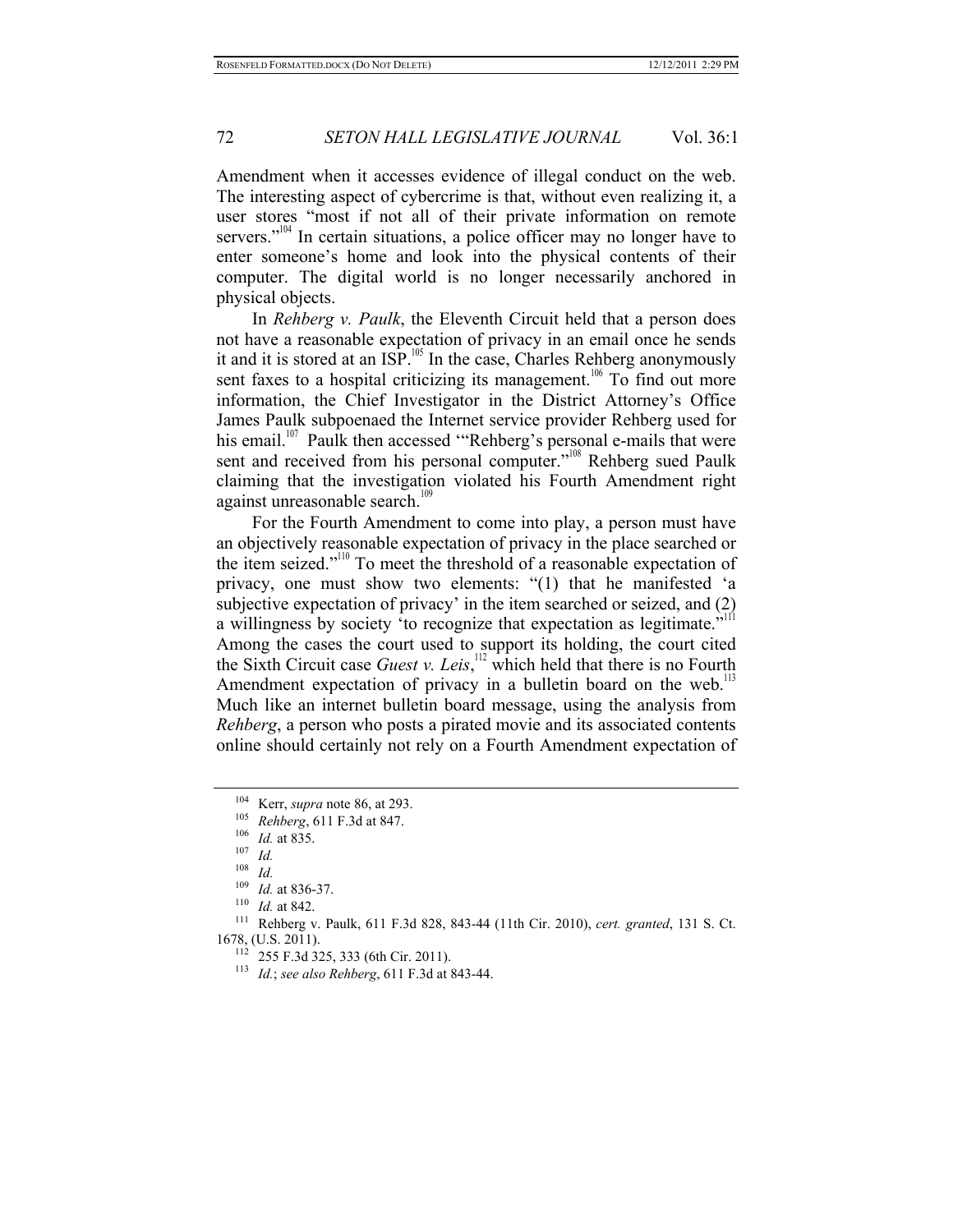Amendment when it accesses evidence of illegal conduct on the web. The interesting aspect of cybercrime is that, without even realizing it, a user stores "most if not all of their private information on remote servers."[104] In certain situations, a police officer may no longer have to enter someone's home and look into the physical contents of their computer. The digital world is no longer necessarily anchored in physical objects.

In *Rehberg v. Paulk*, the Eleventh Circuit held that a person does not have a reasonable expectation of privacy in an email once he sends it and it is stored at an ISP.[105] In the case, Charles Rehberg anonymously sent faxes to a hospital criticizing its management.[106] To find out more information, the Chief Investigator in the District Attorney's Office James Paulk subpoenaed the Internet service provider Rehberg used for his email.[107] Paulk then accessed '"Rehberg's personal e-mails that were sent and received from his personal computer."[108] Rehberg sued Paulk claiming that the investigation violated his Fourth Amendment right against unreasonable search.[109]

For the Fourth Amendment to come into play, a person must have an objectively reasonable expectation of privacy in the place searched or the item seized."[110] To meet the threshold of a reasonable expectation of privacy, one must show two elements: "(1) that he manifested 'a subjective expectation of privacy' in the item searched or seized, and (2) a willingness by society 'to recognize that expectation as legitimate.'"[111] Among the cases the court used to support its holding, the court cited the Sixth Circuit case *Guest v. Leis*,[112] which held that there is no Fourth Amendment expectation of privacy in a bulletin board on the web.[113] Much like an internet bulletin board message, using the analysis from *Rehberg*, a person who posts a pirated movie and its associated contents online should certainly not rely on a Fourth Amendment expectation of

---

[104] Kerr, *supra* note 86, at 293.

[105] *Rehberg*, 611 F.3d at 847.

[106] *Id.* at 835.

[107] *Id.*

[108] *Id.*

[109] *Id.* at 836-37.

[110] *Id.* at 842.

[111] Rehberg v. Paulk, 611 F.3d 828, 843-44 (11th Cir. 2010), *cert. granted*, 131 S. Ct. 1678, (U.S. 2011).

[112] 255 F.3d 325, 333 (6th Cir. 2011).

[113] *Id.*; *see also Rehberg*, 611 F.3d at 843-44.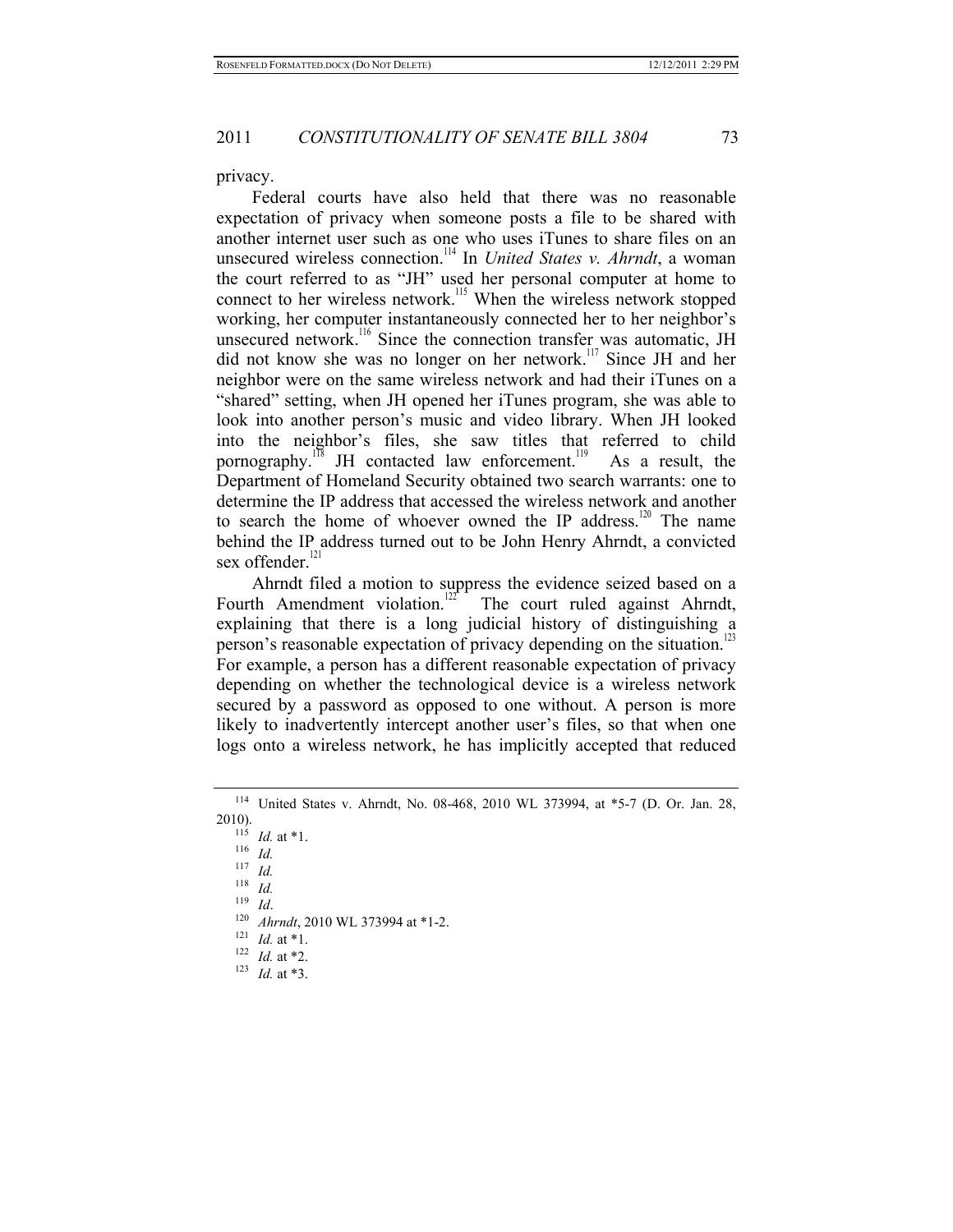privacy.

Federal courts have also held that there was no reasonable expectation of privacy when someone posts a file to be shared with another internet user such as one who uses iTunes to share files on an unsecured wireless connection.[114] In *United States v. Ahrndt*, a woman the court referred to as "JH" used her personal computer at home to connect to her wireless network.[115] When the wireless network stopped working, her computer instantaneously connected her to her neighbor's unsecured network.[116] Since the connection transfer was automatic, JH did not know she was no longer on her network.[117] Since JH and her neighbor were on the same wireless network and had their iTunes on a "shared" setting, when JH opened her iTunes program, she was able to look into another person's music and video library. When JH looked into the neighbor's files, she saw titles that referred to child pornography.[118] JH contacted law enforcement.[119] As a result, the Department of Homeland Security obtained two search warrants: one to determine the IP address that accessed the wireless network and another to search the home of whoever owned the IP address.[120] The name behind the IP address turned out to be John Henry Ahrndt, a convicted sex offender.[121]

Ahrndt filed a motion to suppress the evidence seized based on a Fourth Amendment violation.[122] The court ruled against Ahrndt, explaining that there is a long judicial history of distinguishing a person's reasonable expectation of privacy depending on the situation.[123] For example, a person has a different reasonable expectation of privacy depending on whether the technological device is a wireless network secured by a password as opposed to one without. A person is more likely to inadvertently intercept another user's files, so that when one logs onto a wireless network, he has implicitly accepted that reduced

---

[114] United States v. Ahrndt, No. 08-468, 2010 WL 373994, at *5-7 (D. Or. Jan. 28, 2010).

[115] *Id.* at *1.

[116] *Id.*

[117] *Id.*

[118] *Id.*

[119] *Id*.

[120] *Ahrndt*, 2010 WL 373994 at *1-2.

[121] *Id.* at *1.

[122] *Id.* at *2.

[123] *Id.* at *3.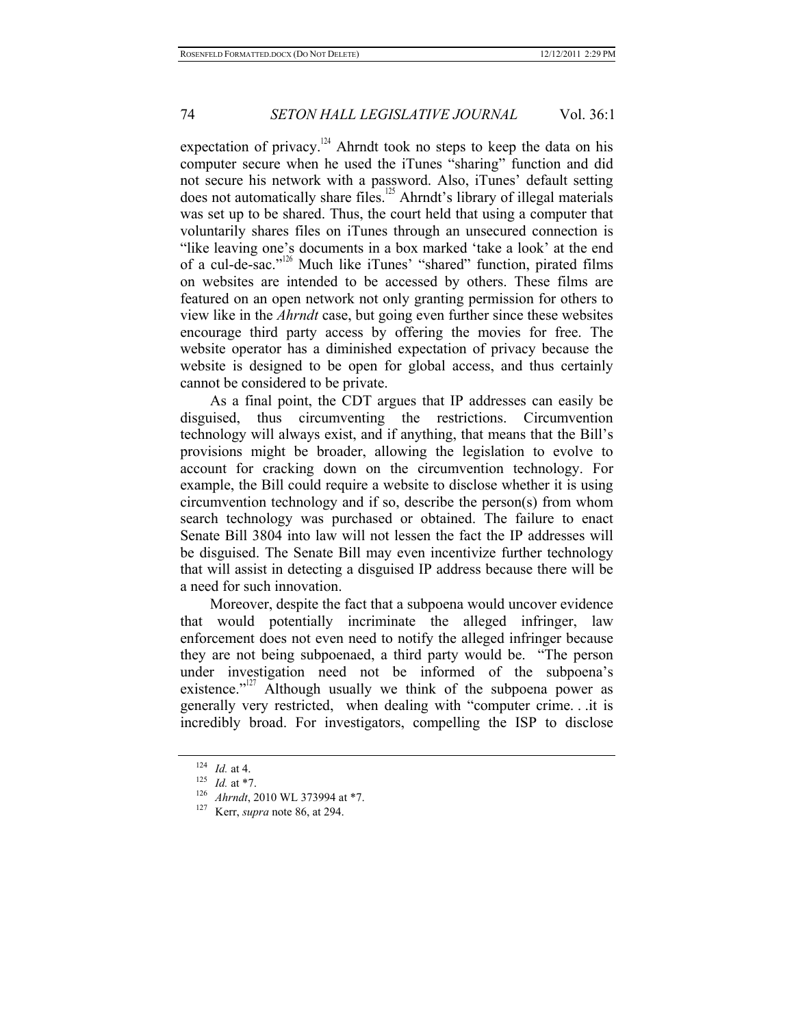expectation of privacy.[124] Ahrndt took no steps to keep the data on his computer secure when he used the iTunes "sharing" function and did not secure his network with a password. Also, iTunes' default setting does not automatically share files.[125] Ahrndt's library of illegal materials was set up to be shared. Thus, the court held that using a computer that voluntarily shares files on iTunes through an unsecured connection is "like leaving one's documents in a box marked 'take a look' at the end of a cul-de-sac."[126] Much like iTunes' "shared" function, pirated films on websites are intended to be accessed by others. These films are featured on an open network not only granting permission for others to view like in the *Ahrndt* case, but going even further since these websites encourage third party access by offering the movies for free. The website operator has a diminished expectation of privacy because the website is designed to be open for global access, and thus certainly cannot be considered to be private.

As a final point, the CDT argues that IP addresses can easily be disguised, thus circumventing the restrictions. Circumvention technology will always exist, and if anything, that means that the Bill's provisions might be broader, allowing the legislation to evolve to account for cracking down on the circumvention technology. For example, the Bill could require a website to disclose whether it is using circumvention technology and if so, describe the person(s) from whom search technology was purchased or obtained. The failure to enact Senate Bill 3804 into law will not lessen the fact the IP addresses will be disguised. The Senate Bill may even incentivize further technology that will assist in detecting a disguised IP address because there will be a need for such innovation.

Moreover, despite the fact that a subpoena would uncover evidence that would potentially incriminate the alleged infringer, law enforcement does not even need to notify the alleged infringer because they are not being subpoenaed, a third party would be. "The person under investigation need not be informed of the subpoena's existence."[127] Although usually we think of the subpoena power as generally very restricted, when dealing with "computer crime. . .it is incredibly broad. For investigators, compelling the ISP to disclose

---

[124] *Id.* at 4.

[125] *Id.* at *7.

[126] *Ahrndt*, 2010 WL 373994 at *7.

[127] Kerr, *supra* note 86, at 294.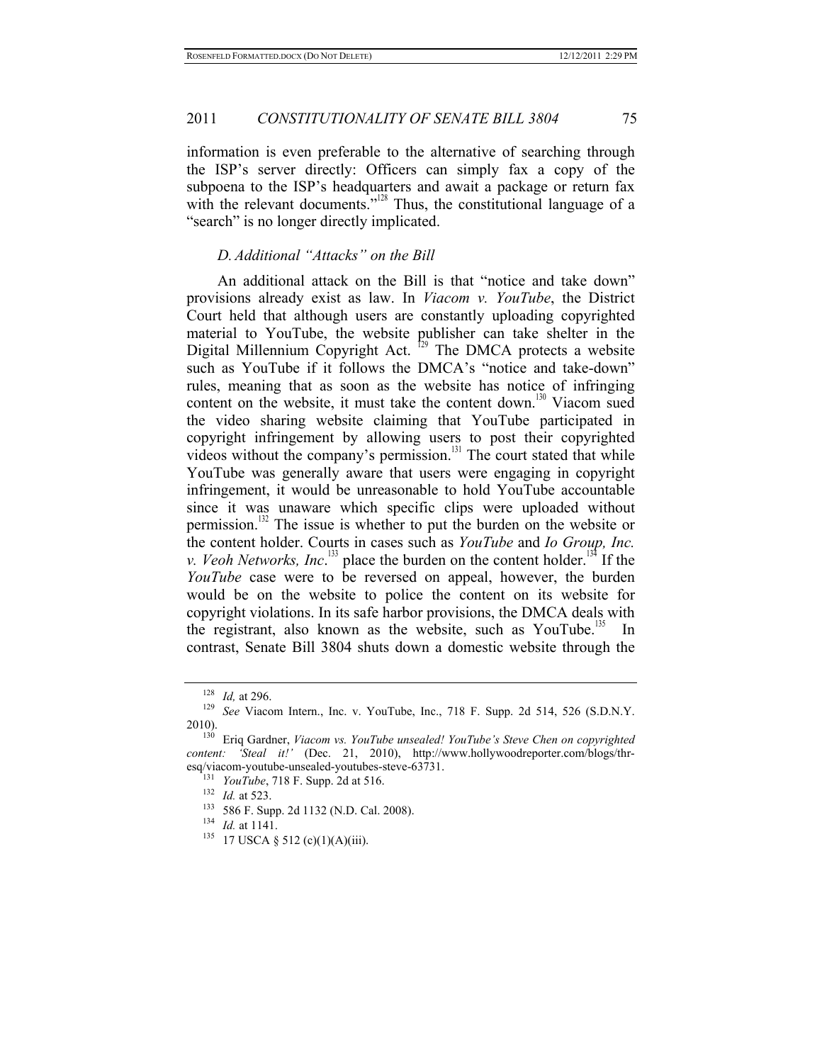information is even preferable to the alternative of searching through the ISP's server directly: Officers can simply fax a copy of the subpoena to the ISP's headquarters and await a package or return fax with the relevant documents."[128] Thus, the constitutional language of a "search" is no longer directly implicated.

### *D. Additional "Attacks" on the Bill*

An additional attack on the Bill is that "notice and take down" provisions already exist as law. In *Viacom v. YouTube*, the District Court held that although users are constantly uploading copyrighted material to YouTube, the website publisher can take shelter in the Digital Millennium Copyright Act. [129] The DMCA protects a website such as YouTube if it follows the DMCA's "notice and take-down" rules, meaning that as soon as the website has notice of infringing content on the website, it must take the content down.[130] Viacom sued the video sharing website claiming that YouTube participated in copyright infringement by allowing users to post their copyrighted videos without the company's permission.[131] The court stated that while YouTube was generally aware that users were engaging in copyright infringement, it would be unreasonable to hold YouTube accountable since it was unaware which specific clips were uploaded without permission.[132] The issue is whether to put the burden on the website or the content holder. Courts in cases such as *YouTube* and *Io Group, Inc. v. Veoh Networks, Inc*.[133] place the burden on the content holder.[134] If the *YouTube* case were to be reversed on appeal, however, the burden would be on the website to police the content on its website for copyright violations. In its safe harbor provisions, the DMCA deals with the registrant, also known as the website, such as YouTube.[135] In contrast, Senate Bill 3804 shuts down a domestic website through the

---

[128] *Id,* at 296.

[129] *See* Viacom Intern., Inc. v. YouTube, Inc., 718 F. Supp. 2d 514, 526 (S.D.N.Y. 2010).

[130] Eriq Gardner, *Viacom vs. YouTube unsealed! YouTube's Steve Chen on copyrighted content: 'Steal it!'* (Dec. 21, 2010), http://www.hollywoodreporter.com/blogs/thr-esq/viacom-youtube-unsealed-youtubes-steve-63731.

[131] *YouTube*, 718 F. Supp. 2d at 516.

[132] *Id.* at 523.

[133] 586 F. Supp. 2d 1132 (N.D. Cal. 2008).

[134] *Id.* at 1141.

[135] 17 USCA § 512 (c)(1)(A)(iii).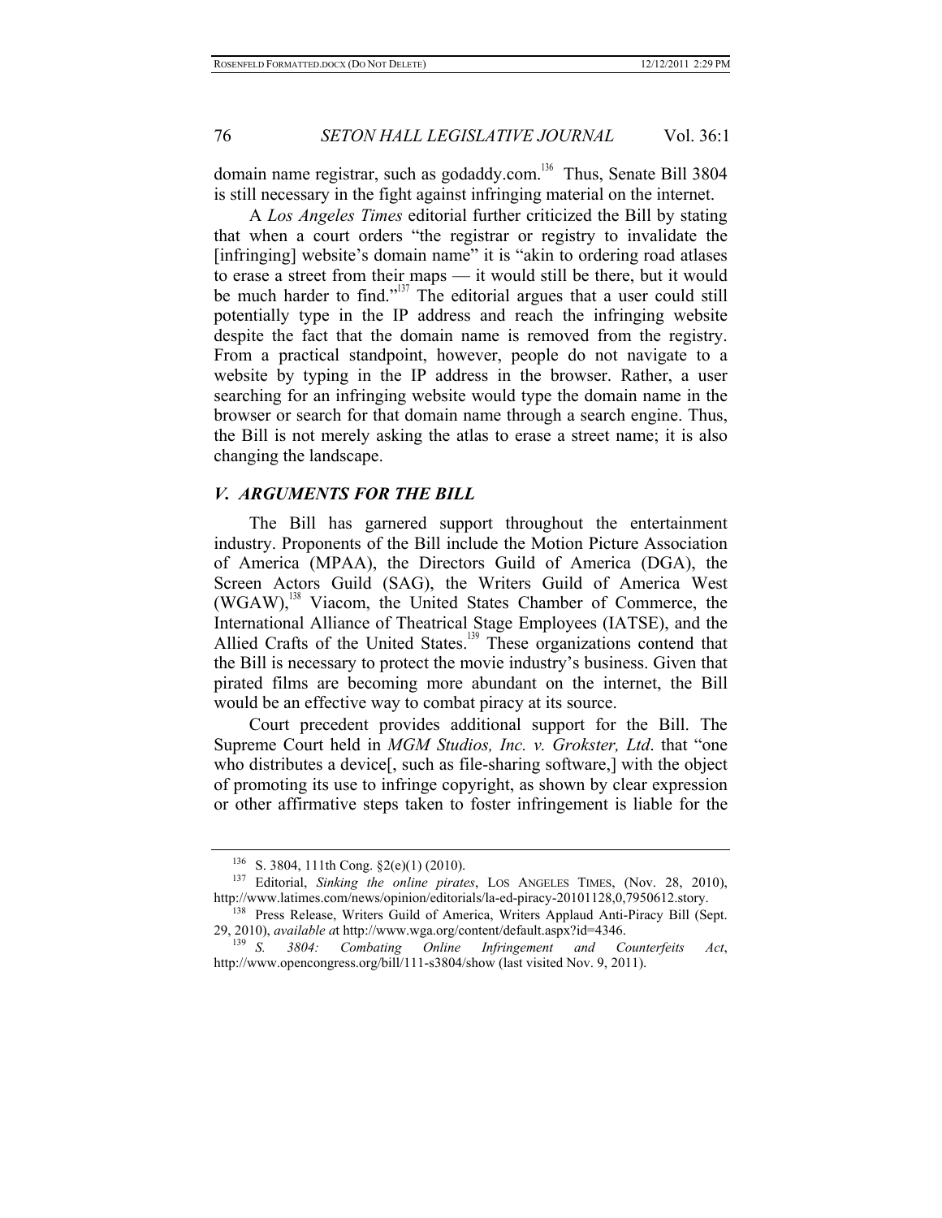domain name registrar, such as godaddy.com.[136] Thus, Senate Bill 3804 is still necessary in the fight against infringing material on the internet.

A *Los Angeles Times* editorial further criticized the Bill by stating that when a court orders "the registrar or registry to invalidate the [infringing] website's domain name" it is "akin to ordering road atlases to erase a street from their maps — it would still be there, but it would be much harder to find."[137] The editorial argues that a user could still potentially type in the IP address and reach the infringing website despite the fact that the domain name is removed from the registry. From a practical standpoint, however, people do not navigate to a website by typing in the IP address in the browser. Rather, a user searching for an infringing website would type the domain name in the browser or search for that domain name through a search engine. Thus, the Bill is not merely asking the atlas to erase a street name; it is also changing the landscape.

### *V. ARGUMENTS FOR THE BILL*

The Bill has garnered support throughout the entertainment industry. Proponents of the Bill include the Motion Picture Association of America (MPAA), the Directors Guild of America (DGA), the Screen Actors Guild (SAG), the Writers Guild of America West (WGAW),[138] Viacom, the United States Chamber of Commerce, the International Alliance of Theatrical Stage Employees (IATSE), and the Allied Crafts of the United States.[139] These organizations contend that the Bill is necessary to protect the movie industry's business. Given that pirated films are becoming more abundant on the internet, the Bill would be an effective way to combat piracy at its source.

Court precedent provides additional support for the Bill. The Supreme Court held in *MGM Studios, Inc. v. Grokster, Ltd*. that "one who distributes a device[, such as file-sharing software,] with the object of promoting its use to infringe copyright, as shown by clear expression or other affirmative steps taken to foster infringement is liable for the

---

[136] S. 3804, 111th Cong. §2(e)(1) (2010).

[137] Editorial, *Sinking the online pirates*, LOS ANGELES TIMES, (Nov. 28, 2010), http://www.latimes.com/news/opinion/editorials/la-ed-piracy-20101128,0,7950612.story.

[138] Press Release, Writers Guild of America, Writers Applaud Anti-Piracy Bill (Sept. 29, 2010), *available a*t http://www.wga.org/content/default.aspx?id=4346.

[139] *S. 3804: Combating Online Infringement and Counterfeits Act*, http://www.opencongress.org/bill/111-s3804/show (last visited Nov. 9, 2011).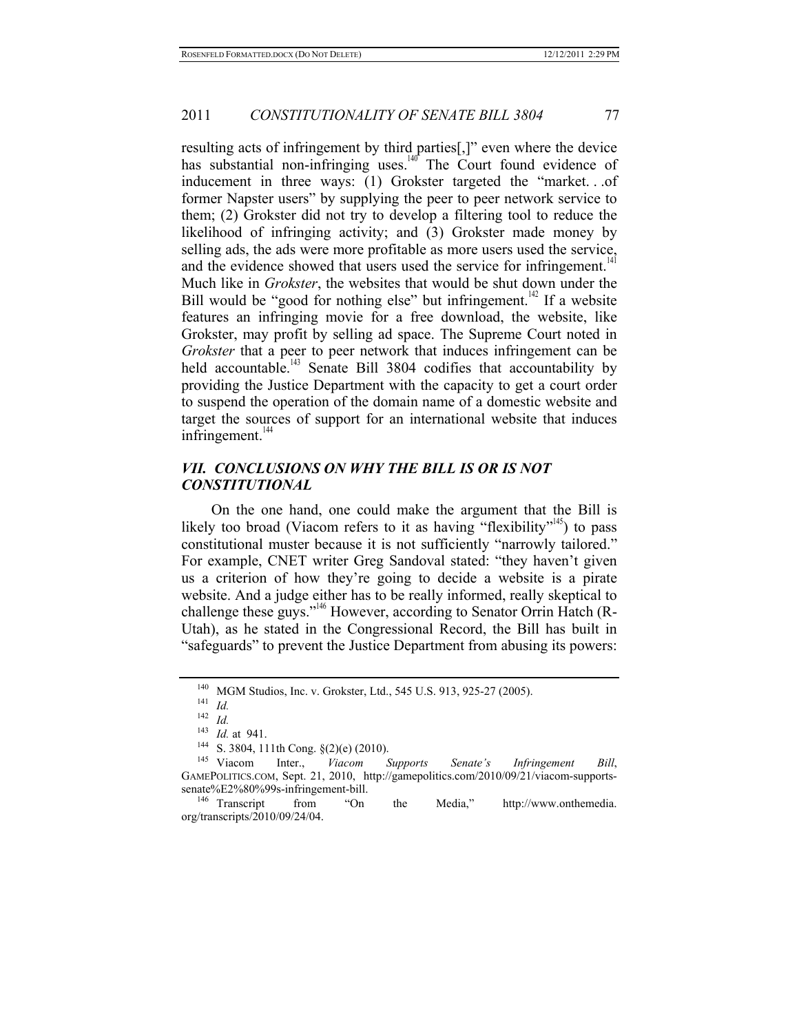resulting acts of infringement by third parties[,]" even where the device has substantial non-infringing uses.[140] The Court found evidence of inducement in three ways: (1) Grokster targeted the "market. . .of former Napster users" by supplying the peer to peer network service to them; (2) Grokster did not try to develop a filtering tool to reduce the likelihood of infringing activity; and (3) Grokster made money by selling ads, the ads were more profitable as more users used the service, and the evidence showed that users used the service for infringement.[141] Much like in *Grokster*, the websites that would be shut down under the Bill would be "good for nothing else" but infringement.[142] If a website features an infringing movie for a free download, the website, like Grokster, may profit by selling ad space. The Supreme Court noted in *Grokster* that a peer to peer network that induces infringement can be held accountable.[143] Senate Bill 3804 codifies that accountability by providing the Justice Department with the capacity to get a court order to suspend the operation of the domain name of a domestic website and target the sources of support for an international website that induces infringement.[144]

## *VII. CONCLUSIONS ON WHY THE BILL IS OR IS NOT CONSTITUTIONAL*

On the one hand, one could make the argument that the Bill is likely too broad (Viacom refers to it as having "flexibility"[145]) to pass constitutional muster because it is not sufficiently "narrowly tailored." For example, CNET writer Greg Sandoval stated: "they haven't given us a criterion of how they're going to decide a website is a pirate website. And a judge either has to be really informed, really skeptical to challenge these guys."[146] However, according to Senator Orrin Hatch (R-Utah), as he stated in the Congressional Record, the Bill has built in "safeguards" to prevent the Justice Department from abusing its powers:

---

[140] MGM Studios, Inc. v. Grokster, Ltd., 545 U.S. 913, 925-27 (2005).

[141] *Id.*

[142] *Id.*

[143] *Id.* at 941.

[144] S. 3804, 111th Cong. §(2)(e) (2010).

[145] Viacom Inter., *Viacom Supports Senate's Infringement Bill*, GAMEPOLITICS.COM, Sept. 21, 2010, http://gamepolitics.com/2010/09/21/viacom-supports-senate%E2%80%99s-infringement-bill.

[146] Transcript from "On the Media," http://www.onthemedia.org/transcripts/2010/09/24/04.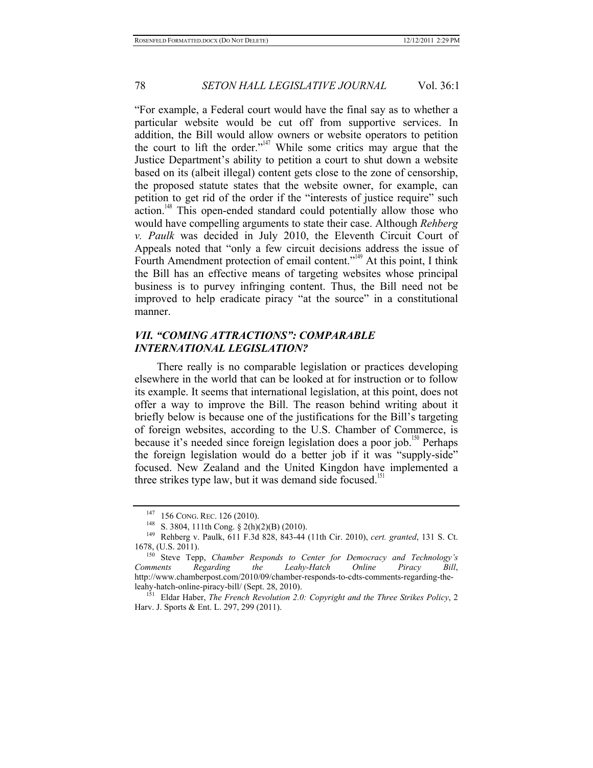"For example, a Federal court would have the final say as to whether a particular website would be cut off from supportive services. In addition, the Bill would allow owners or website operators to petition the court to lift the order."[147] While some critics may argue that the Justice Department's ability to petition a court to shut down a website based on its (albeit illegal) content gets close to the zone of censorship, the proposed statute states that the website owner, for example, can petition to get rid of the order if the "interests of justice require" such action.[148] This open-ended standard could potentially allow those who would have compelling arguments to state their case. Although *Rehberg v. Paulk* was decided in July 2010, the Eleventh Circuit Court of Appeals noted that "only a few circuit decisions address the issue of Fourth Amendment protection of email content."[149] At this point, I think the Bill has an effective means of targeting websites whose principal business is to purvey infringing content. Thus, the Bill need not be improved to help eradicate piracy "at the source" in a constitutional manner.

## *VII. "COMING ATTRACTIONS": COMPARABLE INTERNATIONAL LEGISLATION?*

There really is no comparable legislation or practices developing elsewhere in the world that can be looked at for instruction or to follow its example. It seems that international legislation, at this point, does not offer a way to improve the Bill. The reason behind writing about it briefly below is because one of the justifications for the Bill's targeting of foreign websites, according to the U.S. Chamber of Commerce, is because it's needed since foreign legislation does a poor job.[150] Perhaps the foreign legislation would do a better job if it was "supply-side" focused. New Zealand and the United Kingdom have implemented a three strikes type law, but it was demand side focused.[151]

---

[147] 156 CONG. REC. 126 (2010).

[148] S. 3804, 111th Cong. § 2(h)(2)(B) (2010).

[149] Rehberg v. Paulk, 611 F.3d 828, 843-44 (11th Cir. 2010), *cert. granted*, 131 S. Ct. 1678, (U.S. 2011).

[150] Steve Tepp, *Chamber Responds to Center for Democracy and Technology's Comments Regarding the Leahy-Hatch Online Piracy Bill*, http://www.chamberpost.com/2010/09/chamber-responds-to-cdts-comments-regarding-the-leahy-hatch-online-piracy-bill/ (Sept. 28, 2010).

[151] Eldar Haber, *The French Revolution 2.0: Copyright and the Three Strikes Policy*, 2 Harv. J. Sports & Ent. L. 297, 299 (2011).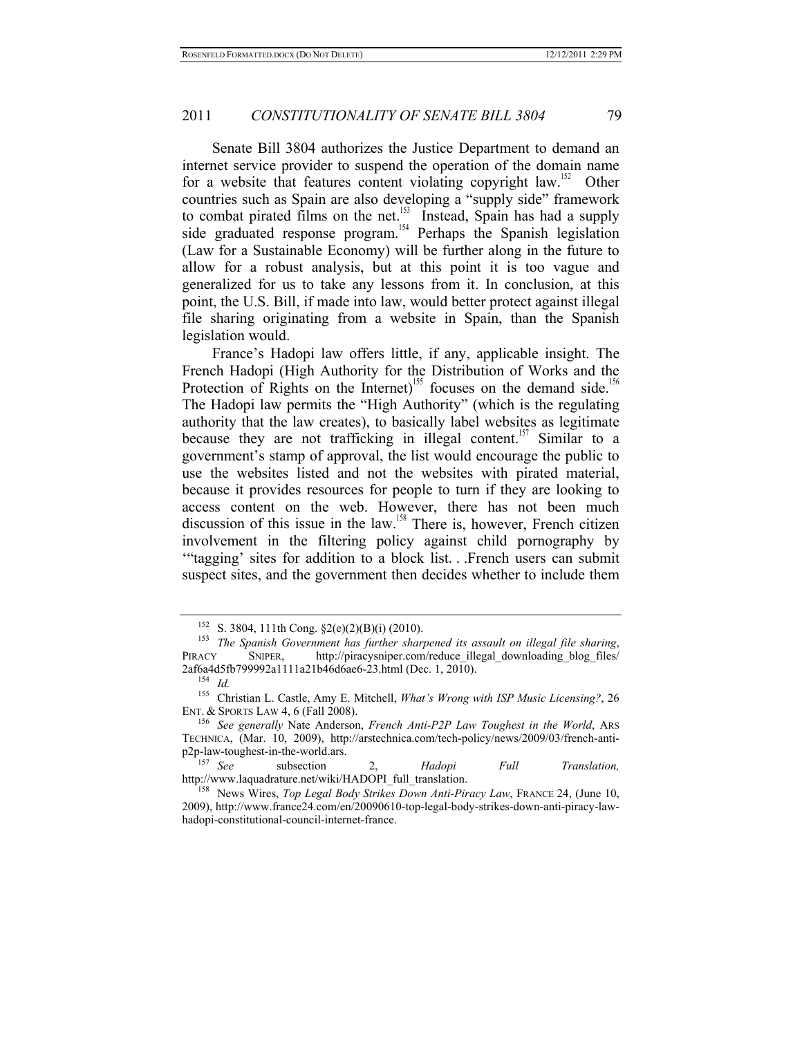Senate Bill 3804 authorizes the Justice Department to demand an internet service provider to suspend the operation of the domain name for a website that features content violating copyright law.[152] Other countries such as Spain are also developing a "supply side" framework to combat pirated films on the net.[153] Instead, Spain has had a supply side graduated response program.[154] Perhaps the Spanish legislation (Law for a Sustainable Economy) will be further along in the future to allow for a robust analysis, but at this point it is too vague and generalized for us to take any lessons from it. In conclusion, at this point, the U.S. Bill, if made into law, would better protect against illegal file sharing originating from a website in Spain, than the Spanish legislation would.

France's Hadopi law offers little, if any, applicable insight. The French Hadopi (High Authority for the Distribution of Works and the Protection of Rights on the Internet)[155] focuses on the demand side.[156] The Hadopi law permits the "High Authority" (which is the regulating authority that the law creates), to basically label websites as legitimate because they are not trafficking in illegal content.[157] Similar to a government's stamp of approval, the list would encourage the public to use the websites listed and not the websites with pirated material, because it provides resources for people to turn if they are looking to access content on the web. However, there has not been much discussion of this issue in the law.[158] There is, however, French citizen involvement in the filtering policy against child pornography by "'tagging' sites for addition to a block list. . .French users can submit suspect sites, and the government then decides whether to include them

---

[152] S. 3804, 111th Cong. §2(e)(2)(B)(i) (2010).

[153] *The Spanish Government has further sharpened its assault on illegal file sharing*, PIRACY SNIPER, http://piracysniper.com/reduce_illegal_downloading_blog_files/2af6a4d5fb799992a1111a21b46d6ae6-23.html (Dec. 1, 2010).

[154] *Id.*

[155] Christian L. Castle, Amy E. Mitchell, *What's Wrong with ISP Music Licensing?*, 26 ENT. & SPORTS LAW 4, 6 (Fall 2008).

[156] *See generally* Nate Anderson, *French Anti-P2P Law Toughest in the World*, ARS TECHNICA, (Mar. 10, 2009), http://arstechnica.com/tech-policy/news/2009/03/french-anti-p2p-law-toughest-in-the-world.ars.

[157] *See* subsection 2, *Hadopi Full Translation,* http://www.laquadrature.net/wiki/HADOPI_full_translation.

[158] News Wires, *Top Legal Body Strikes Down Anti-Piracy Law*, FRANCE 24, (June 10, 2009), http://www.france24.com/en/20090610-top-legal-body-strikes-down-anti-piracy-law-hadopi-constitutional-council-internet-france.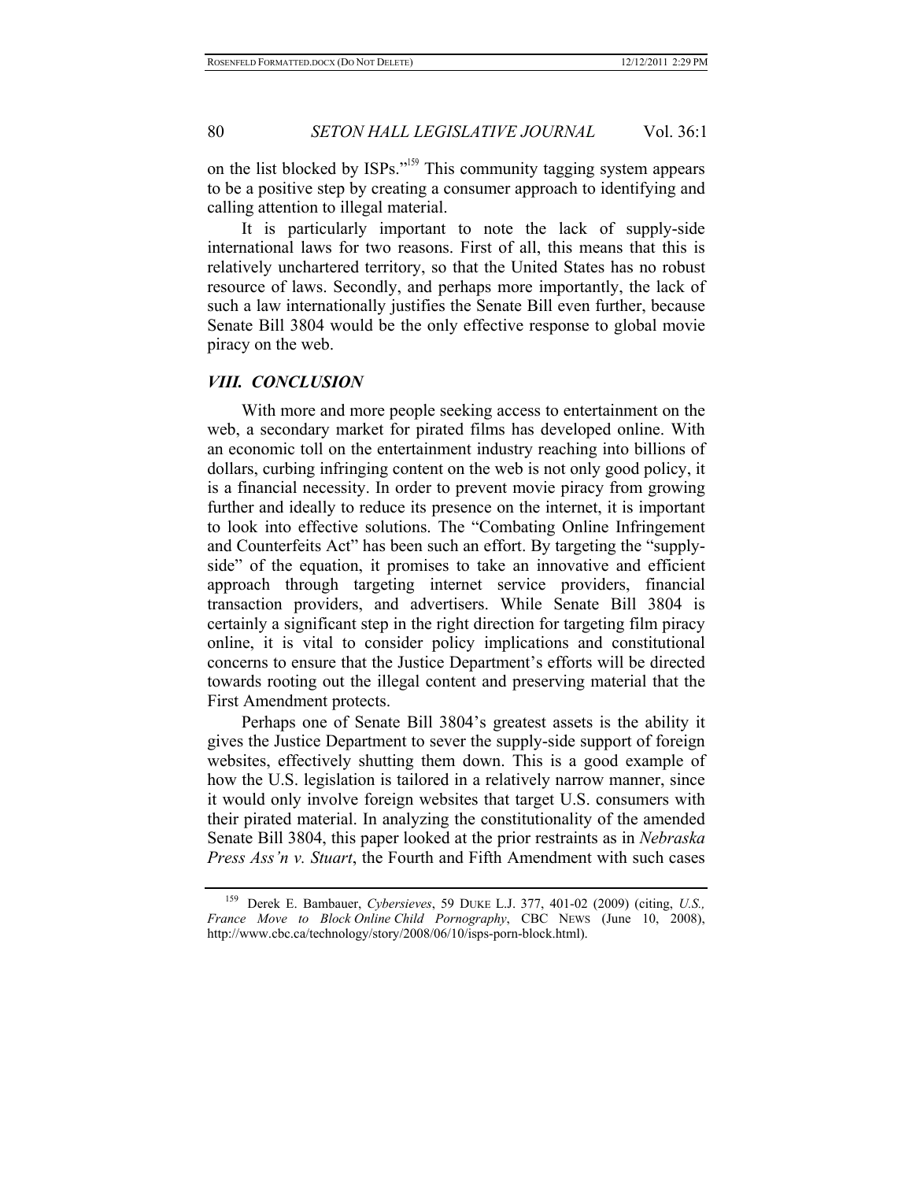on the list blocked by ISPs."[159] This community tagging system appears to be a positive step by creating a consumer approach to identifying and calling attention to illegal material.

It is particularly important to note the lack of supply-side international laws for two reasons. First of all, this means that this is relatively unchartered territory, so that the United States has no robust resource of laws. Secondly, and perhaps more importantly, the lack of such a law internationally justifies the Senate Bill even further, because Senate Bill 3804 would be the only effective response to global movie piracy on the web.

## *VIII. CONCLUSION*

With more and more people seeking access to entertainment on the web, a secondary market for pirated films has developed online. With an economic toll on the entertainment industry reaching into billions of dollars, curbing infringing content on the web is not only good policy, it is a financial necessity. In order to prevent movie piracy from growing further and ideally to reduce its presence on the internet, it is important to look into effective solutions. The "Combating Online Infringement and Counterfeits Act" has been such an effort. By targeting the "supply-side" of the equation, it promises to take an innovative and efficient approach through targeting internet service providers, financial transaction providers, and advertisers. While Senate Bill 3804 is certainly a significant step in the right direction for targeting film piracy online, it is vital to consider policy implications and constitutional concerns to ensure that the Justice Department's efforts will be directed towards rooting out the illegal content and preserving material that the First Amendment protects.

Perhaps one of Senate Bill 3804's greatest assets is the ability it gives the Justice Department to sever the supply-side support of foreign websites, effectively shutting them down. This is a good example of how the U.S. legislation is tailored in a relatively narrow manner, since it would only involve foreign websites that target U.S. consumers with their pirated material. In analyzing the constitutionality of the amended Senate Bill 3804, this paper looked at the prior restraints as in *Nebraska Press Ass'n v. Stuart*, the Fourth and Fifth Amendment with such cases

---

[159] Derek E. Bambauer, *Cybersieves*, 59 DUKE L.J. 377, 401-02 (2009) (citing, *U.S., France Move to Block Online Child Pornography*, CBC NEWS (June 10, 2008), http://www.cbc.ca/technology/story/2008/06/10/isps-porn-block.html).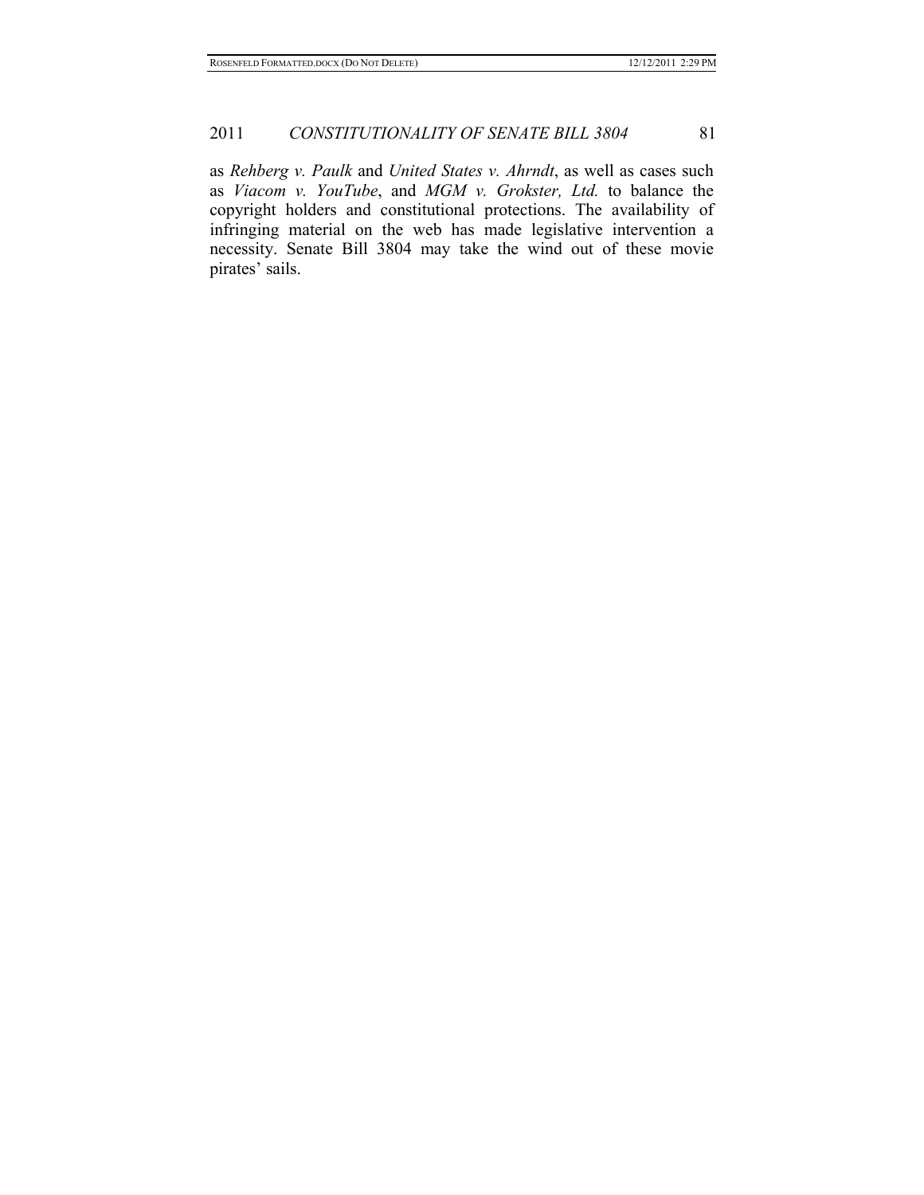as *Rehberg v. Paulk* and *United States v. Ahrndt*, as well as cases such as *Viacom v. YouTube*, and *MGM v. Grokster, Ltd.* to balance the copyright holders and constitutional protections. The availability of infringing material on the web has made legislative intervention a necessity. Senate Bill 3804 may take the wind out of these movie pirates' sails.